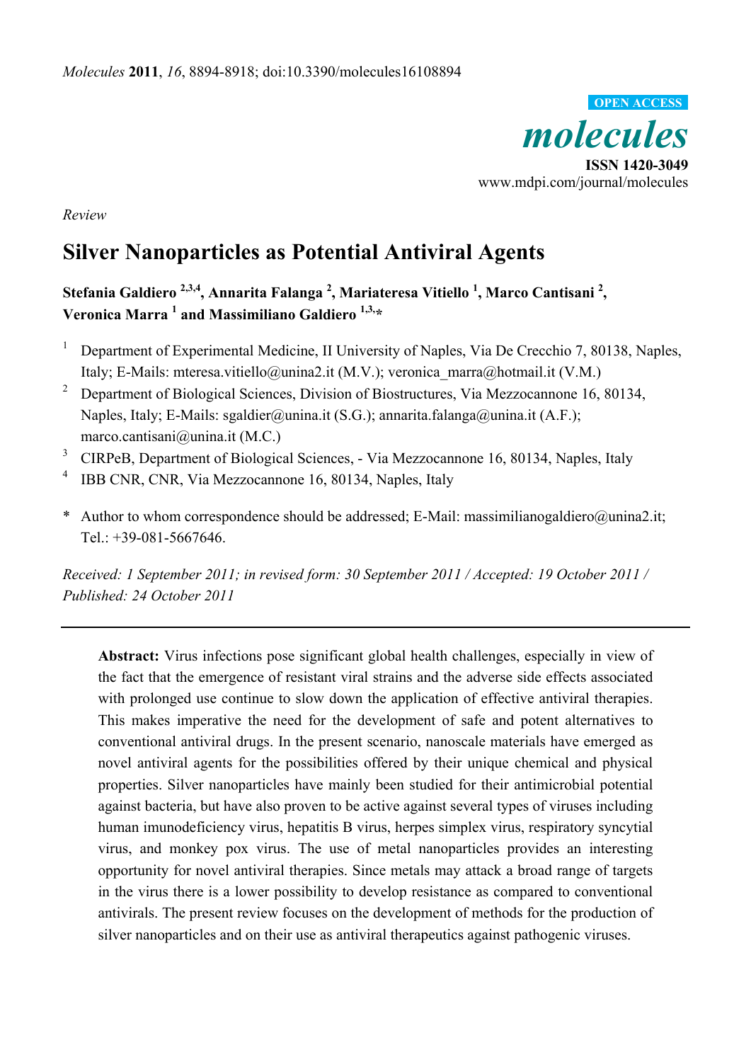*Molecules* **2011**, *16*, 8894-8918; doi:10.3390/molecules16108894

OPEN ACCESS

**molecules**

**ISSN 1420-3049**

www.mdpi.com/journal/molecules

*Review*

# Silver Nanoparticles as Potential Antiviral Agents

**Stefania Galdiero [2,3,4], Annarita Falanga [2], Mariateresa Vitiello [1], Marco Cantisani [2], Veronica Marra [1] and Massimiliano Galdiero [1,3,*]**

[1] Department of Experimental Medicine, II University of Naples, Via De Crecchio 7, 80138, Naples, Italy; E-Mails: mteresa.vitiello@unina2.it (M.V.); veronica_marra@hotmail.it (V.M.)

[2] Department of Biological Sciences, Division of Biostructures, Via Mezzocannone 16, 80134, Naples, Italy; E-Mails: sgaldier@unina.it (S.G.); annarita.falanga@unina.it (A.F.); marco.cantisani@unina.it (M.C.)

[3] CIRPeB, Department of Biological Sciences, - Via Mezzocannone 16, 80134, Naples, Italy

[4] IBB CNR, CNR, Via Mezzocannone 16, 80134, Naples, Italy

\* Author to whom correspondence should be addressed; E-Mail: massimilianogaldiero@unina2.it; Tel.: +39-081-5667646.

*Received: 1 September 2011; in revised form: 30 September 2011 / Accepted: 19 October 2011 / Published: 24 October 2011*

---

**Abstract:** Virus infections pose significant global health challenges, especially in view of the fact that the emergence of resistant viral strains and the adverse side effects associated with prolonged use continue to slow down the application of effective antiviral therapies. This makes imperative the need for the development of safe and potent alternatives to conventional antiviral drugs. In the present scenario, nanoscale materials have emerged as novel antiviral agents for the possibilities offered by their unique chemical and physical properties. Silver nanoparticles have mainly been studied for their antimicrobial potential against bacteria, but have also proven to be active against several types of viruses including human imunodeficiency virus, hepatitis B virus, herpes simplex virus, respiratory syncytial virus, and monkey pox virus. The use of metal nanoparticles provides an interesting opportunity for novel antiviral therapies. Since metals may attack a broad range of targets in the virus there is a lower possibility to develop resistance as compared to conventional antivirals. The present review focuses on the development of methods for the production of silver nanoparticles and on their use as antiviral therapeutics against pathogenic viruses.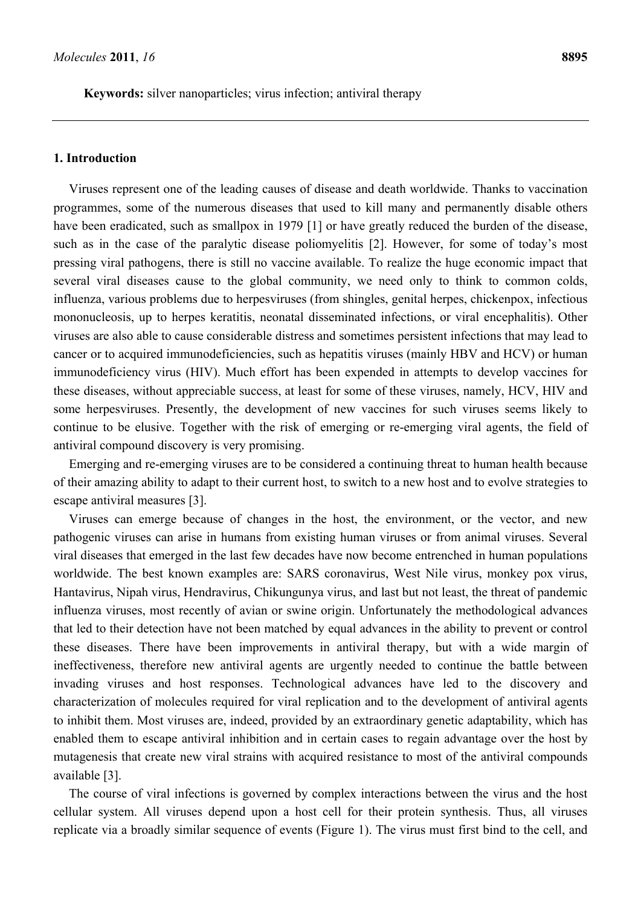**Keywords:** silver nanoparticles; virus infection; antiviral therapy

## 1. Introduction

Viruses represent one of the leading causes of disease and death worldwide. Thanks to vaccination programmes, some of the numerous diseases that used to kill many and permanently disable others have been eradicated, such as smallpox in 1979 [1] or have greatly reduced the burden of the disease, such as in the case of the paralytic disease poliomyelitis [2]. However, for some of today's most pressing viral pathogens, there is still no vaccine available. To realize the huge economic impact that several viral diseases cause to the global community, we need only to think to common colds, influenza, various problems due to herpesviruses (from shingles, genital herpes, chickenpox, infectious mononucleosis, up to herpes keratitis, neonatal disseminated infections, or viral encephalitis). Other viruses are also able to cause considerable distress and sometimes persistent infections that may lead to cancer or to acquired immunodeficiencies, such as hepatitis viruses (mainly HBV and HCV) or human immunodeficiency virus (HIV). Much effort has been expended in attempts to develop vaccines for these diseases, without appreciable success, at least for some of these viruses, namely, HCV, HIV and some herpesviruses. Presently, the development of new vaccines for such viruses seems likely to continue to be elusive. Together with the risk of emerging or re-emerging viral agents, the field of antiviral compound discovery is very promising.

Emerging and re-emerging viruses are to be considered a continuing threat to human health because of their amazing ability to adapt to their current host, to switch to a new host and to evolve strategies to escape antiviral measures [3].

Viruses can emerge because of changes in the host, the environment, or the vector, and new pathogenic viruses can arise in humans from existing human viruses or from animal viruses. Several viral diseases that emerged in the last few decades have now become entrenched in human populations worldwide. The best known examples are: SARS coronavirus, West Nile virus, monkey pox virus, Hantavirus, Nipah virus, Hendravirus, Chikungunya virus, and last but not least, the threat of pandemic influenza viruses, most recently of avian or swine origin. Unfortunately the methodological advances that led to their detection have not been matched by equal advances in the ability to prevent or control these diseases. There have been improvements in antiviral therapy, but with a wide margin of ineffectiveness, therefore new antiviral agents are urgently needed to continue the battle between invading viruses and host responses. Technological advances have led to the discovery and characterization of molecules required for viral replication and to the development of antiviral agents to inhibit them. Most viruses are, indeed, provided by an extraordinary genetic adaptability, which has enabled them to escape antiviral inhibition and in certain cases to regain advantage over the host by mutagenesis that create new viral strains with acquired resistance to most of the antiviral compounds available [3].

The course of viral infections is governed by complex interactions between the virus and the host cellular system. All viruses depend upon a host cell for their protein synthesis. Thus, all viruses replicate via a broadly similar sequence of events (Figure 1). The virus must first bind to the cell, and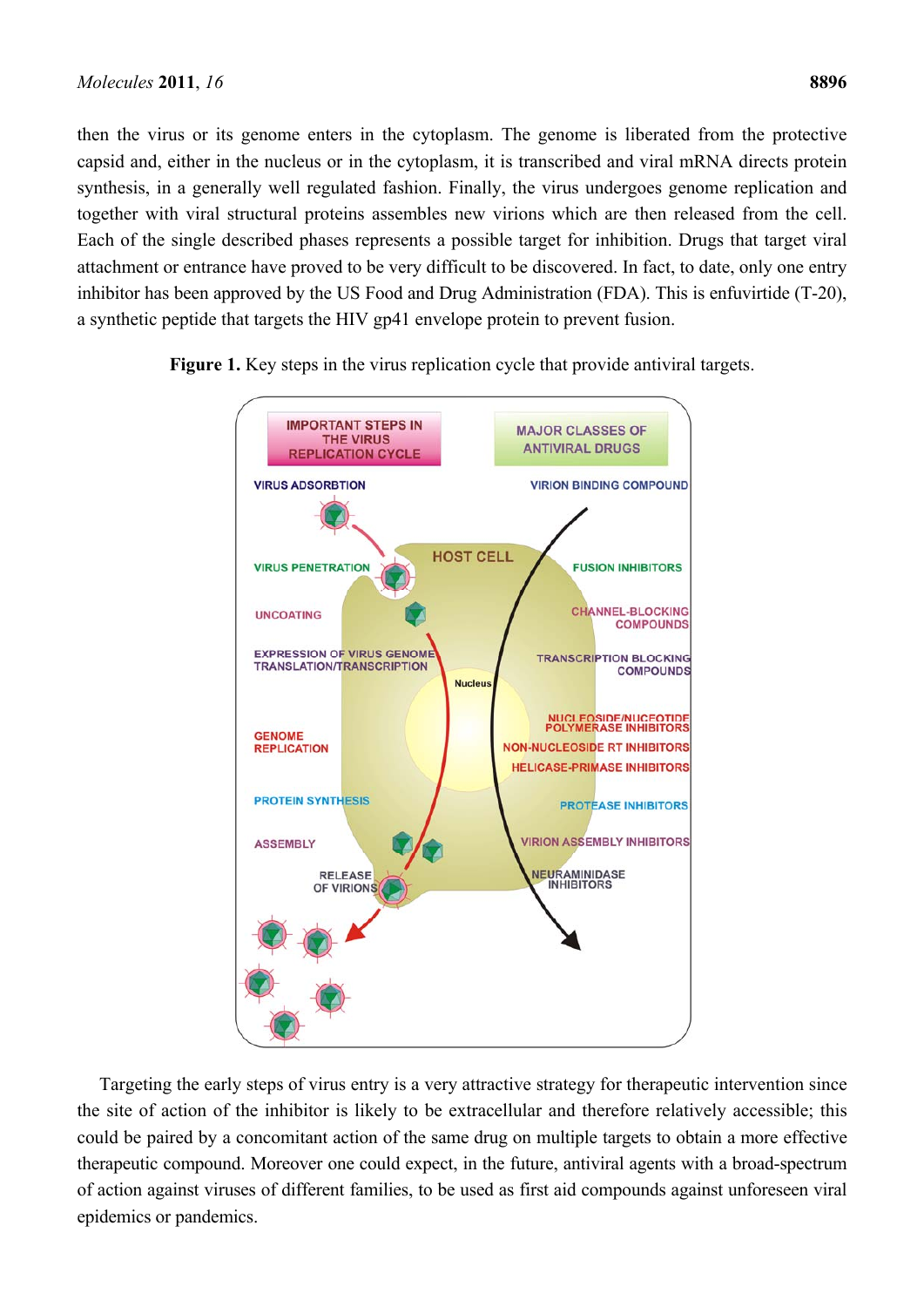then the virus or its genome enters in the cytoplasm. The genome is liberated from the protective capsid and, either in the nucleus or in the cytoplasm, it is transcribed and viral mRNA directs protein synthesis, in a generally well regulated fashion. Finally, the virus undergoes genome replication and together with viral structural proteins assembles new virions which are then released from the cell. Each of the single described phases represents a possible target for inhibition. Drugs that target viral attachment or entrance have proved to be very difficult to be discovered. In fact, to date, only one entry inhibitor has been approved by the US Food and Drug Administration (FDA). This is enfuvirtide (T-20), a synthetic peptide that targets the HIV gp41 envelope protein to prevent fusion.

**Figure 1.** Key steps in the virus replication cycle that provide antiviral targets.

Targeting the early steps of virus entry is a very attractive strategy for therapeutic intervention since the site of action of the inhibitor is likely to be extracellular and therefore relatively accessible; this could be paired by a concomitant action of the same drug on multiple targets to obtain a more effective therapeutic compound. Moreover one could expect, in the future, antiviral agents with a broad-spectrum of action against viruses of different families, to be used as first aid compounds against unforeseen viral epidemics or pandemics.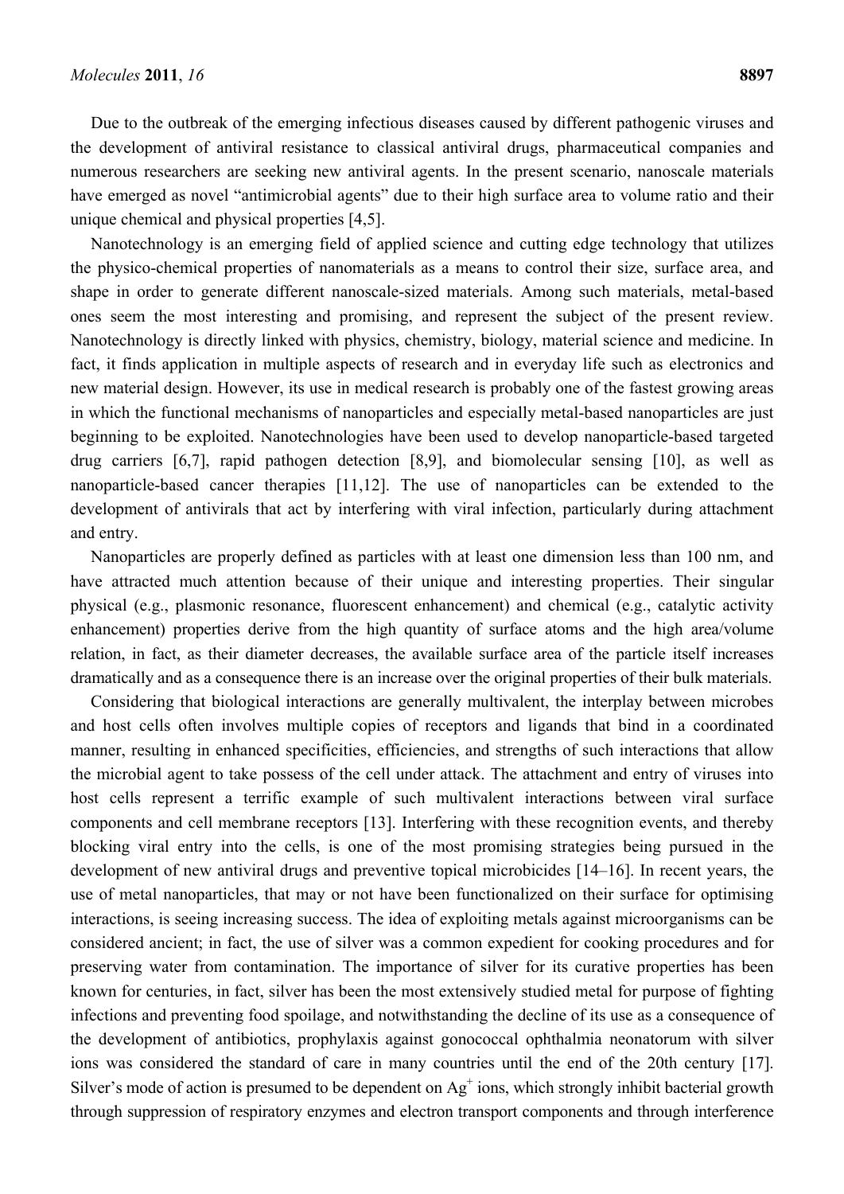Due to the outbreak of the emerging infectious diseases caused by different pathogenic viruses and the development of antiviral resistance to classical antiviral drugs, pharmaceutical companies and numerous researchers are seeking new antiviral agents. In the present scenario, nanoscale materials have emerged as novel "antimicrobial agents" due to their high surface area to volume ratio and their unique chemical and physical properties [4,5].

Nanotechnology is an emerging field of applied science and cutting edge technology that utilizes the physico-chemical properties of nanomaterials as a means to control their size, surface area, and shape in order to generate different nanoscale-sized materials. Among such materials, metal-based ones seem the most interesting and promising, and represent the subject of the present review. Nanotechnology is directly linked with physics, chemistry, biology, material science and medicine. In fact, it finds application in multiple aspects of research and in everyday life such as electronics and new material design. However, its use in medical research is probably one of the fastest growing areas in which the functional mechanisms of nanoparticles and especially metal-based nanoparticles are just beginning to be exploited. Nanotechnologies have been used to develop nanoparticle-based targeted drug carriers [6,7], rapid pathogen detection [8,9], and biomolecular sensing [10], as well as nanoparticle-based cancer therapies [11,12]. The use of nanoparticles can be extended to the development of antivirals that act by interfering with viral infection, particularly during attachment and entry.

Nanoparticles are properly defined as particles with at least one dimension less than 100 nm, and have attracted much attention because of their unique and interesting properties. Their singular physical (e.g., plasmonic resonance, fluorescent enhancement) and chemical (e.g., catalytic activity enhancement) properties derive from the high quantity of surface atoms and the high area/volume relation, in fact, as their diameter decreases, the available surface area of the particle itself increases dramatically and as a consequence there is an increase over the original properties of their bulk materials.

Considering that biological interactions are generally multivalent, the interplay between microbes and host cells often involves multiple copies of receptors and ligands that bind in a coordinated manner, resulting in enhanced specificities, efficiencies, and strengths of such interactions that allow the microbial agent to take possess of the cell under attack. The attachment and entry of viruses into host cells represent a terrific example of such multivalent interactions between viral surface components and cell membrane receptors [13]. Interfering with these recognition events, and thereby blocking viral entry into the cells, is one of the most promising strategies being pursued in the development of new antiviral drugs and preventive topical microbicides [14–16]. In recent years, the use of metal nanoparticles, that may or not have been functionalized on their surface for optimising interactions, is seeing increasing success. The idea of exploiting metals against microorganisms can be considered ancient; in fact, the use of silver was a common expedient for cooking procedures and for preserving water from contamination. The importance of silver for its curative properties has been known for centuries, in fact, silver has been the most extensively studied metal for purpose of fighting infections and preventing food spoilage, and notwithstanding the decline of its use as a consequence of the development of antibiotics, prophylaxis against gonococcal ophthalmia neonatorum with silver ions was considered the standard of care in many countries until the end of the 20th century [17]. Silver's mode of action is presumed to be dependent on $Ag^{+}$ ions, which strongly inhibit bacterial growth through suppression of respiratory enzymes and electron transport components and through interference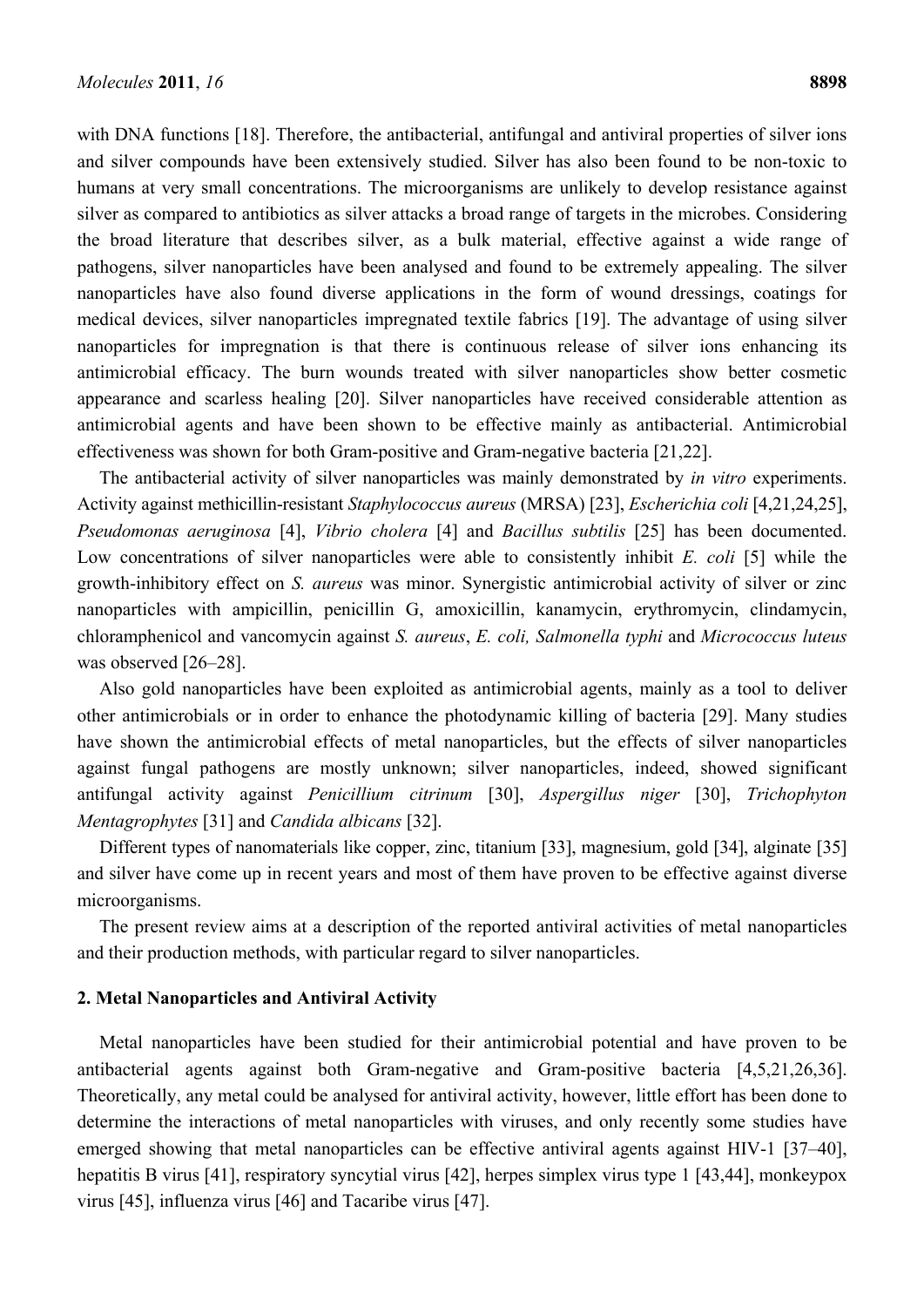with DNA functions [18]. Therefore, the antibacterial, antifungal and antiviral properties of silver ions and silver compounds have been extensively studied. Silver has also been found to be non-toxic to humans at very small concentrations. The microorganisms are unlikely to develop resistance against silver as compared to antibiotics as silver attacks a broad range of targets in the microbes. Considering the broad literature that describes silver, as a bulk material, effective against a wide range of pathogens, silver nanoparticles have been analysed and found to be extremely appealing. The silver nanoparticles have also found diverse applications in the form of wound dressings, coatings for medical devices, silver nanoparticles impregnated textile fabrics [19]. The advantage of using silver nanoparticles for impregnation is that there is continuous release of silver ions enhancing its antimicrobial efficacy. The burn wounds treated with silver nanoparticles show better cosmetic appearance and scarless healing [20]. Silver nanoparticles have received considerable attention as antimicrobial agents and have been shown to be effective mainly as antibacterial. Antimicrobial effectiveness was shown for both Gram-positive and Gram-negative bacteria [21,22].

The antibacterial activity of silver nanoparticles was mainly demonstrated by *in vitro* experiments. Activity against methicillin-resistant *Staphylococcus aureus* (MRSA) [23], *Escherichia coli* [4,21,24,25], *Pseudomonas aeruginosa* [4], *Vibrio cholera* [4] and *Bacillus subtilis* [25] has been documented. Low concentrations of silver nanoparticles were able to consistently inhibit *E. coli* [5] while the growth-inhibitory effect on *S. aureus* was minor. Synergistic antimicrobial activity of silver or zinc nanoparticles with ampicillin, penicillin G, amoxicillin, kanamycin, erythromycin, clindamycin, chloramphenicol and vancomycin against *S. aureus*, *E. coli, Salmonella typhi* and *Micrococcus luteus* was observed [26–28].

Also gold nanoparticles have been exploited as antimicrobial agents, mainly as a tool to deliver other antimicrobials or in order to enhance the photodynamic killing of bacteria [29]. Many studies have shown the antimicrobial effects of metal nanoparticles, but the effects of silver nanoparticles against fungal pathogens are mostly unknown; silver nanoparticles, indeed, showed significant antifungal activity against *Penicillium citrinum* [30], *Aspergillus niger* [30], *Trichophyton Mentagrophytes* [31] and *Candida albicans* [32].

Different types of nanomaterials like copper, zinc, titanium [33], magnesium, gold [34], alginate [35] and silver have come up in recent years and most of them have proven to be effective against diverse microorganisms.

The present review aims at a description of the reported antiviral activities of metal nanoparticles and their production methods, with particular regard to silver nanoparticles.

## 2. Metal Nanoparticles and Antiviral Activity

Metal nanoparticles have been studied for their antimicrobial potential and have proven to be antibacterial agents against both Gram-negative and Gram-positive bacteria [4,5,21,26,36]. Theoretically, any metal could be analysed for antiviral activity, however, little effort has been done to determine the interactions of metal nanoparticles with viruses, and only recently some studies have emerged showing that metal nanoparticles can be effective antiviral agents against HIV-1 [37–40], hepatitis B virus [41], respiratory syncytial virus [42], herpes simplex virus type 1 [43,44], monkeypox virus [45], influenza virus [46] and Tacaribe virus [47].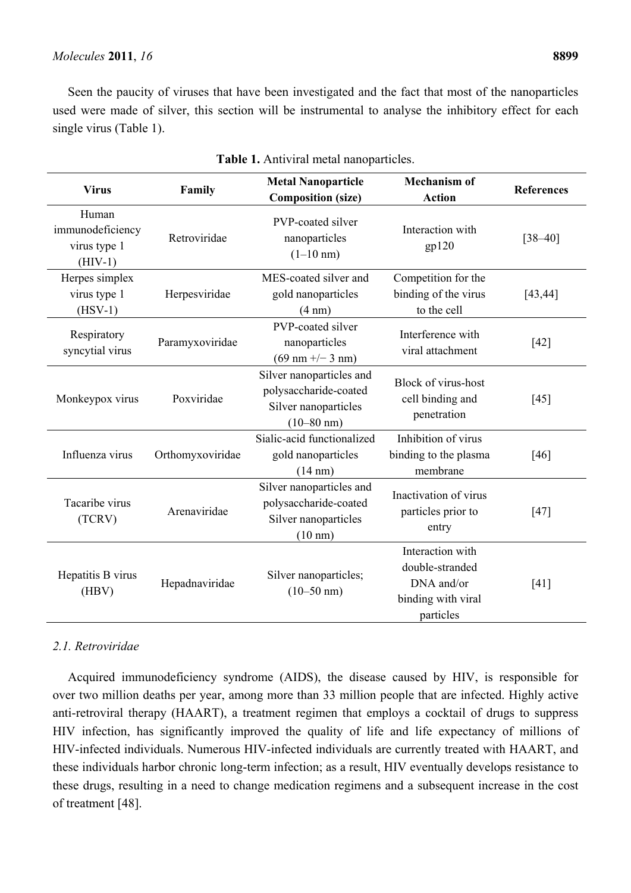Seen the paucity of viruses that have been investigated and the fact that most of the nanoparticles used were made of silver, this section will be instrumental to analyse the inhibitory effect for each single virus (Table 1).

**Table 1.** Antiviral metal nanoparticles.

| Virus | Family | Metal Nanoparticle Composition (size) | Mechanism of Action | References |
|---|---|---|---|---|
| Human immunodeficiency virus type 1 (HIV-1) | Retroviridae | PVP-coated silver nanoparticles (1–10 nm) | Interaction with gp120 | [38–40] |
| Herpes simplex virus type 1 (HSV-1) | Herpesviridae | MES-coated silver and gold nanoparticles (4 nm) | Competition for the binding of the virus to the cell | [43,44] |
| Respiratory syncytial virus | Paramyxoviridae | PVP-coated silver nanoparticles (69 nm +/− 3 nm) | Interference with viral attachment | [42] |
| Monkeypox virus | Poxviridae | Silver nanoparticles and polysaccharide-coated Silver nanoparticles (10–80 nm) | Block of virus-host cell binding and penetration | [45] |
| Influenza virus | Orthomyxoviridae | Sialic-acid functionalized gold nanoparticles (14 nm) | Inhibition of virus binding to the plasma membrane | [46] |
| Tacaribe virus (TCRV) | Arenaviridae | Silver nanoparticles and polysaccharide-coated Silver nanoparticles (10 nm) | Inactivation of virus particles prior to entry | [47] |
| Hepatitis B virus (HBV) | Hepadnaviridae | Silver nanoparticles; (10–50 nm) | Interaction with double-stranded DNA and/or binding with viral particles | [41] |

### *2.1. Retroviridae*

Acquired immunodeficiency syndrome (AIDS), the disease caused by HIV, is responsible for over two million deaths per year, among more than 33 million people that are infected. Highly active anti-retroviral therapy (HAART), a treatment regimen that employs a cocktail of drugs to suppress HIV infection, has significantly improved the quality of life and life expectancy of millions of HIV-infected individuals. Numerous HIV-infected individuals are currently treated with HAART, and these individuals harbor chronic long-term infection; as a result, HIV eventually develops resistance to these drugs, resulting in a need to change medication regimens and a subsequent increase in the cost of treatment [48].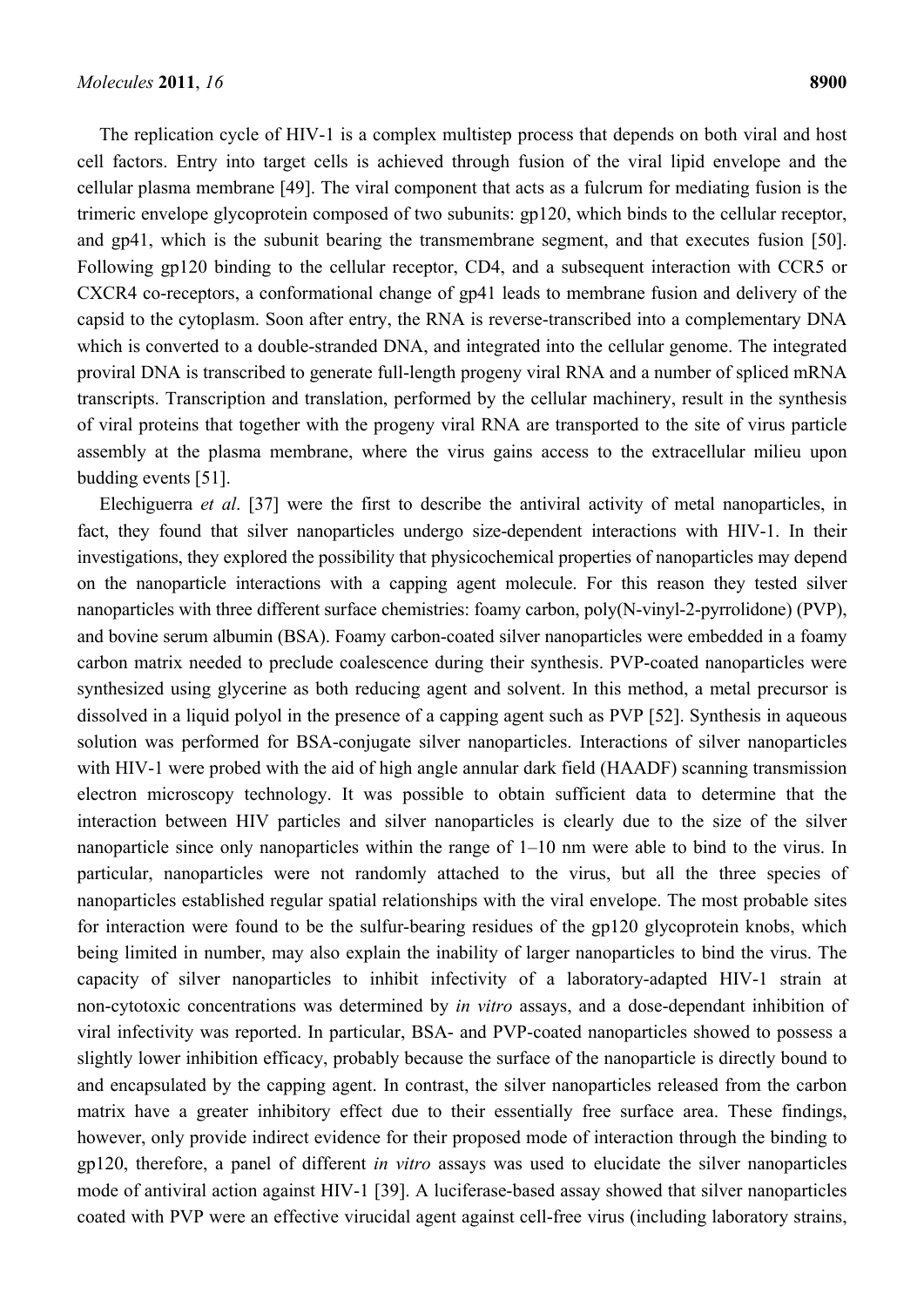The replication cycle of HIV-1 is a complex multistep process that depends on both viral and host cell factors. Entry into target cells is achieved through fusion of the viral lipid envelope and the cellular plasma membrane [49]. The viral component that acts as a fulcrum for mediating fusion is the trimeric envelope glycoprotein composed of two subunits: gp120, which binds to the cellular receptor, and gp41, which is the subunit bearing the transmembrane segment, and that executes fusion [50]. Following gp120 binding to the cellular receptor, CD4, and a subsequent interaction with CCR5 or CXCR4 co-receptors, a conformational change of gp41 leads to membrane fusion and delivery of the capsid to the cytoplasm. Soon after entry, the RNA is reverse-transcribed into a complementary DNA which is converted to a double-stranded DNA, and integrated into the cellular genome. The integrated proviral DNA is transcribed to generate full-length progeny viral RNA and a number of spliced mRNA transcripts. Transcription and translation, performed by the cellular machinery, result in the synthesis of viral proteins that together with the progeny viral RNA are transported to the site of virus particle assembly at the plasma membrane, where the virus gains access to the extracellular milieu upon budding events [51].

Elechiguerra *et al*. [37] were the first to describe the antiviral activity of metal nanoparticles, in fact, they found that silver nanoparticles undergo size-dependent interactions with HIV-1. In their investigations, they explored the possibility that physicochemical properties of nanoparticles may depend on the nanoparticle interactions with a capping agent molecule. For this reason they tested silver nanoparticles with three different surface chemistries: foamy carbon, poly(N-vinyl-2-pyrrolidone) (PVP), and bovine serum albumin (BSA). Foamy carbon-coated silver nanoparticles were embedded in a foamy carbon matrix needed to preclude coalescence during their synthesis. PVP-coated nanoparticles were synthesized using glycerine as both reducing agent and solvent. In this method, a metal precursor is dissolved in a liquid polyol in the presence of a capping agent such as PVP [52]. Synthesis in aqueous solution was performed for BSA-conjugate silver nanoparticles. Interactions of silver nanoparticles with HIV-1 were probed with the aid of high angle annular dark field (HAADF) scanning transmission electron microscopy technology. It was possible to obtain sufficient data to determine that the interaction between HIV particles and silver nanoparticles is clearly due to the size of the silver nanoparticle since only nanoparticles within the range of 1–10 nm were able to bind to the virus. In particular, nanoparticles were not randomly attached to the virus, but all the three species of nanoparticles established regular spatial relationships with the viral envelope. The most probable sites for interaction were found to be the sulfur-bearing residues of the gp120 glycoprotein knobs, which being limited in number, may also explain the inability of larger nanoparticles to bind the virus. The capacity of silver nanoparticles to inhibit infectivity of a laboratory-adapted HIV-1 strain at non-cytotoxic concentrations was determined by *in vitro* assays, and a dose-dependant inhibition of viral infectivity was reported. In particular, BSA- and PVP-coated nanoparticles showed to possess a slightly lower inhibition efficacy, probably because the surface of the nanoparticle is directly bound to and encapsulated by the capping agent. In contrast, the silver nanoparticles released from the carbon matrix have a greater inhibitory effect due to their essentially free surface area. These findings, however, only provide indirect evidence for their proposed mode of interaction through the binding to gp120, therefore, a panel of different *in vitro* assays was used to elucidate the silver nanoparticles mode of antiviral action against HIV-1 [39]. A luciferase-based assay showed that silver nanoparticles coated with PVP were an effective virucidal agent against cell-free virus (including laboratory strains,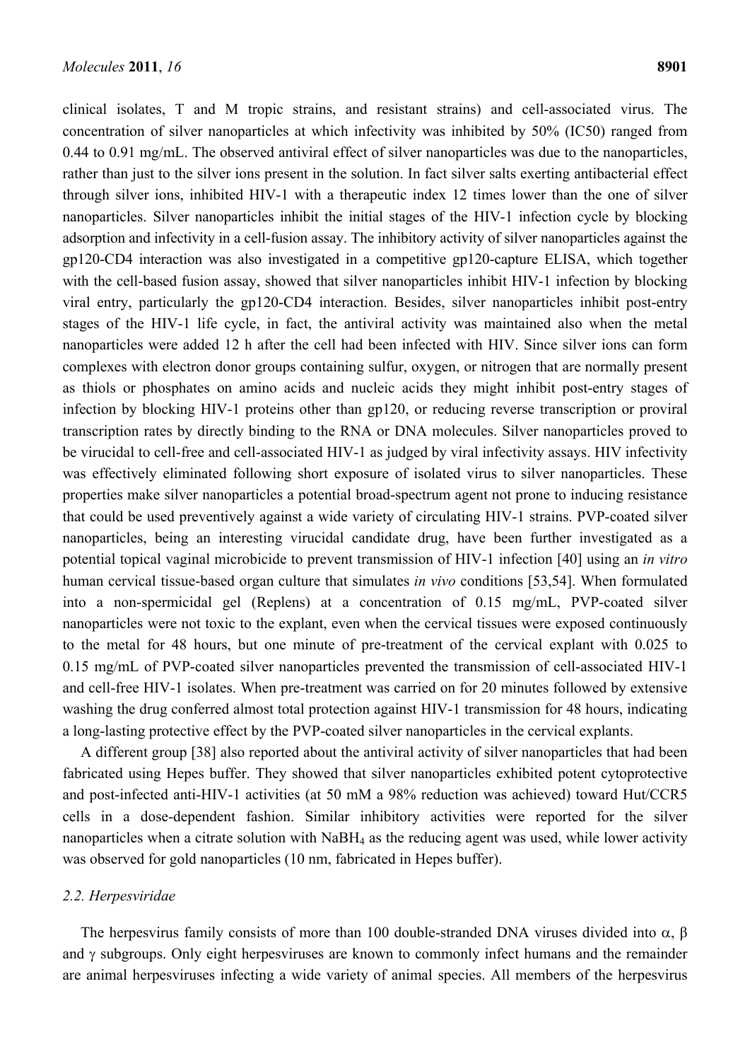clinical isolates, T and M tropic strains, and resistant strains) and cell-associated virus. The concentration of silver nanoparticles at which infectivity was inhibited by 50% (IC50) ranged from 0.44 to 0.91 mg/mL. The observed antiviral effect of silver nanoparticles was due to the nanoparticles, rather than just to the silver ions present in the solution. In fact silver salts exerting antibacterial effect through silver ions, inhibited HIV-1 with a therapeutic index 12 times lower than the one of silver nanoparticles. Silver nanoparticles inhibit the initial stages of the HIV-1 infection cycle by blocking adsorption and infectivity in a cell-fusion assay. The inhibitory activity of silver nanoparticles against the gp120-CD4 interaction was also investigated in a competitive gp120-capture ELISA, which together with the cell-based fusion assay, showed that silver nanoparticles inhibit HIV-1 infection by blocking viral entry, particularly the gp120-CD4 interaction. Besides, silver nanoparticles inhibit post-entry stages of the HIV-1 life cycle, in fact, the antiviral activity was maintained also when the metal nanoparticles were added 12 h after the cell had been infected with HIV. Since silver ions can form complexes with electron donor groups containing sulfur, oxygen, or nitrogen that are normally present as thiols or phosphates on amino acids and nucleic acids they might inhibit post-entry stages of infection by blocking HIV-1 proteins other than gp120, or reducing reverse transcription or proviral transcription rates by directly binding to the RNA or DNA molecules. Silver nanoparticles proved to be virucidal to cell-free and cell-associated HIV-1 as judged by viral infectivity assays. HIV infectivity was effectively eliminated following short exposure of isolated virus to silver nanoparticles. These properties make silver nanoparticles a potential broad-spectrum agent not prone to inducing resistance that could be used preventively against a wide variety of circulating HIV-1 strains. PVP-coated silver nanoparticles, being an interesting virucidal candidate drug, have been further investigated as a potential topical vaginal microbicide to prevent transmission of HIV-1 infection [40] using an *in vitro* human cervical tissue-based organ culture that simulates *in vivo* conditions [53,54]. When formulated into a non-spermicidal gel (Replens) at a concentration of 0.15 mg/mL, PVP-coated silver nanoparticles were not toxic to the explant, even when the cervical tissues were exposed continuously to the metal for 48 hours, but one minute of pre-treatment of the cervical explant with 0.025 to 0.15 mg/mL of PVP-coated silver nanoparticles prevented the transmission of cell-associated HIV-1 and cell-free HIV-1 isolates. When pre-treatment was carried on for 20 minutes followed by extensive washing the drug conferred almost total protection against HIV-1 transmission for 48 hours, indicating a long-lasting protective effect by the PVP-coated silver nanoparticles in the cervical explants.

A different group [38] also reported about the antiviral activity of silver nanoparticles that had been fabricated using Hepes buffer. They showed that silver nanoparticles exhibited potent cytoprotective and post-infected anti-HIV-1 activities (at 50 mM a 98% reduction was achieved) toward Hut/CCR5 cells in a dose-dependent fashion. Similar inhibitory activities were reported for the silver nanoparticles when a citrate solution with $NaBH_4$ as the reducing agent was used, while lower activity was observed for gold nanoparticles (10 nm, fabricated in Hepes buffer).

### *2.2. Herpesviridae*

The herpesvirus family consists of more than 100 double-stranded DNA viruses divided into α, β and γ subgroups. Only eight herpesviruses are known to commonly infect humans and the remainder are animal herpesviruses infecting a wide variety of animal species. All members of the herpesvirus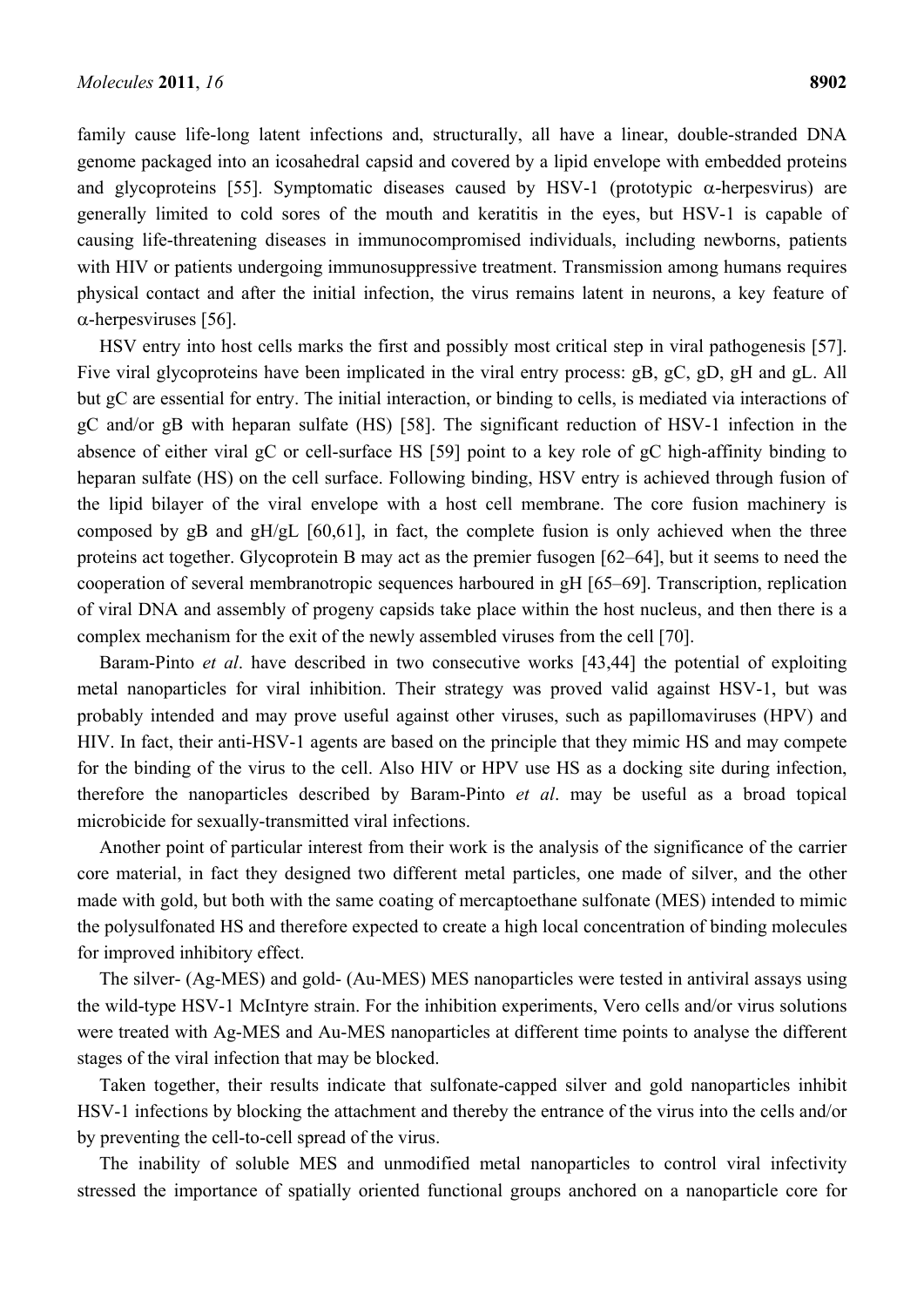family cause life-long latent infections and, structurally, all have a linear, double-stranded DNA genome packaged into an icosahedral capsid and covered by a lipid envelope with embedded proteins and glycoproteins [55]. Symptomatic diseases caused by HSV-1 (prototypic $\alpha$-herpesvirus) are generally limited to cold sores of the mouth and keratitis in the eyes, but HSV-1 is capable of causing life-threatening diseases in immunocompromised individuals, including newborns, patients with HIV or patients undergoing immunosuppressive treatment. Transmission among humans requires physical contact and after the initial infection, the virus remains latent in neurons, a key feature of $\alpha$-herpesviruses [56].

HSV entry into host cells marks the first and possibly most critical step in viral pathogenesis [57]. Five viral glycoproteins have been implicated in the viral entry process: gB, gC, gD, gH and gL. All but gC are essential for entry. The initial interaction, or binding to cells, is mediated via interactions of gC and/or gB with heparan sulfate (HS) [58]. The significant reduction of HSV-1 infection in the absence of either viral gC or cell-surface HS [59] point to a key role of gC high-affinity binding to heparan sulfate (HS) on the cell surface. Following binding, HSV entry is achieved through fusion of the lipid bilayer of the viral envelope with a host cell membrane. The core fusion machinery is composed by gB and gH/gL [60,61], in fact, the complete fusion is only achieved when the three proteins act together. Glycoprotein B may act as the premier fusogen [62–64], but it seems to need the cooperation of several membranotropic sequences harboured in gH [65–69]. Transcription, replication of viral DNA and assembly of progeny capsids take place within the host nucleus, and then there is a complex mechanism for the exit of the newly assembled viruses from the cell [70].

Baram-Pinto *et al*. have described in two consecutive works [43,44] the potential of exploiting metal nanoparticles for viral inhibition. Their strategy was proved valid against HSV-1, but was probably intended and may prove useful against other viruses, such as papillomaviruses (HPV) and HIV. In fact, their anti-HSV-1 agents are based on the principle that they mimic HS and may compete for the binding of the virus to the cell. Also HIV or HPV use HS as a docking site during infection, therefore the nanoparticles described by Baram-Pinto *et al*. may be useful as a broad topical microbicide for sexually-transmitted viral infections.

Another point of particular interest from their work is the analysis of the significance of the carrier core material, in fact they designed two different metal particles, one made of silver, and the other made with gold, but both with the same coating of mercaptoethane sulfonate (MES) intended to mimic the polysulfonated HS and therefore expected to create a high local concentration of binding molecules for improved inhibitory effect.

The silver- (Ag-MES) and gold- (Au-MES) MES nanoparticles were tested in antiviral assays using the wild-type HSV-1 McIntyre strain. For the inhibition experiments, Vero cells and/or virus solutions were treated with Ag-MES and Au-MES nanoparticles at different time points to analyse the different stages of the viral infection that may be blocked.

Taken together, their results indicate that sulfonate-capped silver and gold nanoparticles inhibit HSV-1 infections by blocking the attachment and thereby the entrance of the virus into the cells and/or by preventing the cell-to-cell spread of the virus.

The inability of soluble MES and unmodified metal nanoparticles to control viral infectivity stressed the importance of spatially oriented functional groups anchored on a nanoparticle core for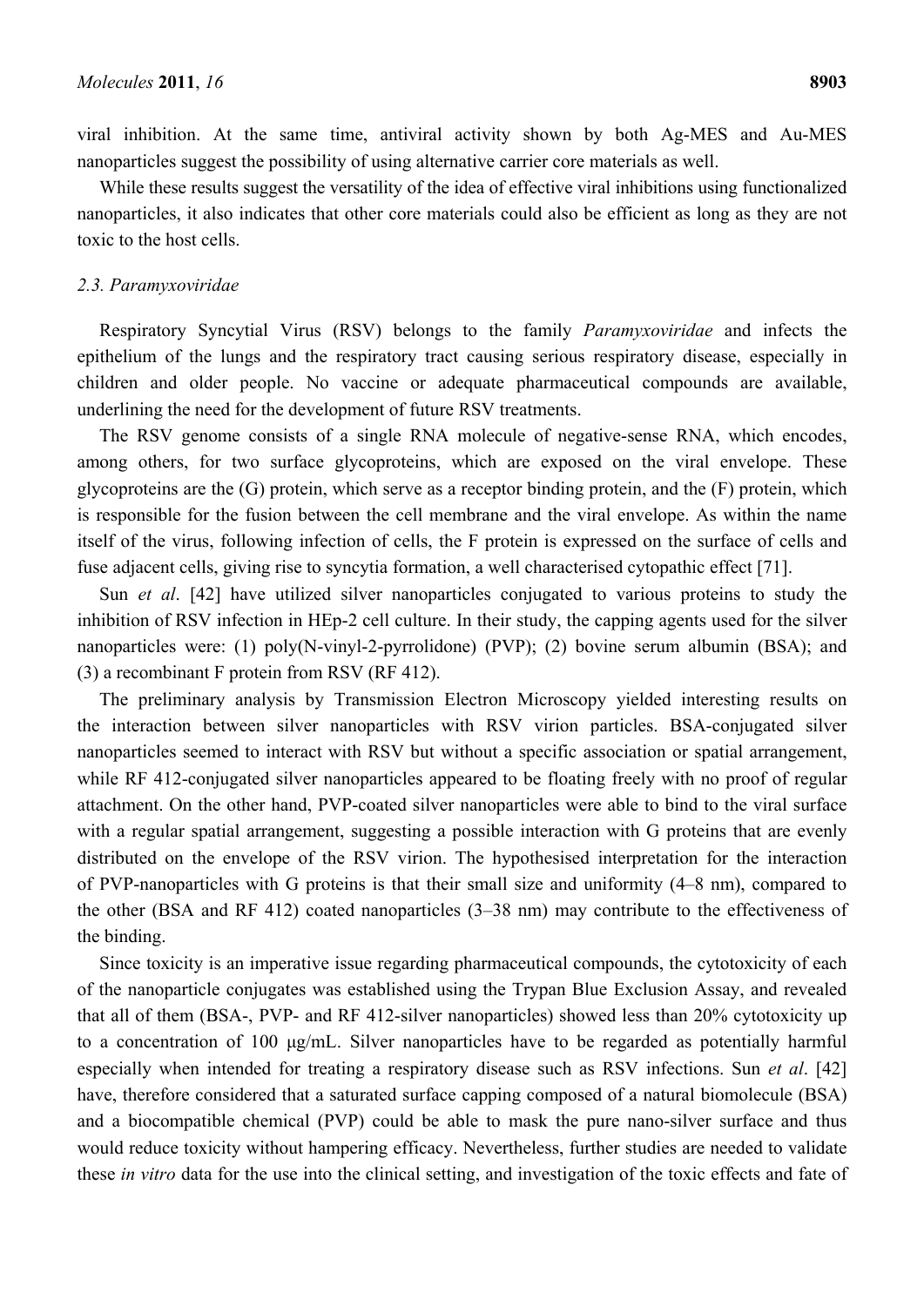viral inhibition. At the same time, antiviral activity shown by both Ag-MES and Au-MES nanoparticles suggest the possibility of using alternative carrier core materials as well.

While these results suggest the versatility of the idea of effective viral inhibitions using functionalized nanoparticles, it also indicates that other core materials could also be efficient as long as they are not toxic to the host cells.

### *2.3. Paramyxoviridae*

Respiratory Syncytial Virus (RSV) belongs to the family *Paramyxoviridae* and infects the epithelium of the lungs and the respiratory tract causing serious respiratory disease, especially in children and older people. No vaccine or adequate pharmaceutical compounds are available, underlining the need for the development of future RSV treatments.

The RSV genome consists of a single RNA molecule of negative-sense RNA, which encodes, among others, for two surface glycoproteins, which are exposed on the viral envelope. These glycoproteins are the (G) protein, which serve as a receptor binding protein, and the (F) protein, which is responsible for the fusion between the cell membrane and the viral envelope. As within the name itself of the virus, following infection of cells, the F protein is expressed on the surface of cells and fuse adjacent cells, giving rise to syncytia formation, a well characterised cytopathic effect [71].

Sun *et al*. [42] have utilized silver nanoparticles conjugated to various proteins to study the inhibition of RSV infection in HEp-2 cell culture. In their study, the capping agents used for the silver nanoparticles were: (1) poly(N-vinyl-2-pyrrolidone) (PVP); (2) bovine serum albumin (BSA); and (3) a recombinant F protein from RSV (RF 412).

The preliminary analysis by Transmission Electron Microscopy yielded interesting results on the interaction between silver nanoparticles with RSV virion particles. BSA-conjugated silver nanoparticles seemed to interact with RSV but without a specific association or spatial arrangement, while RF 412-conjugated silver nanoparticles appeared to be floating freely with no proof of regular attachment. On the other hand, PVP-coated silver nanoparticles were able to bind to the viral surface with a regular spatial arrangement, suggesting a possible interaction with G proteins that are evenly distributed on the envelope of the RSV virion. The hypothesised interpretation for the interaction of PVP-nanoparticles with G proteins is that their small size and uniformity (4–8 nm), compared to the other (BSA and RF 412) coated nanoparticles (3–38 nm) may contribute to the effectiveness of the binding.

Since toxicity is an imperative issue regarding pharmaceutical compounds, the cytotoxicity of each of the nanoparticle conjugates was established using the Trypan Blue Exclusion Assay, and revealed that all of them (BSA-, PVP- and RF 412-silver nanoparticles) showed less than 20% cytotoxicity up to a concentration of 100 μg/mL. Silver nanoparticles have to be regarded as potentially harmful especially when intended for treating a respiratory disease such as RSV infections. Sun *et al*. [42] have, therefore considered that a saturated surface capping composed of a natural biomolecule (BSA) and a biocompatible chemical (PVP) could be able to mask the pure nano-silver surface and thus would reduce toxicity without hampering efficacy. Nevertheless, further studies are needed to validate these *in vitro* data for the use into the clinical setting, and investigation of the toxic effects and fate of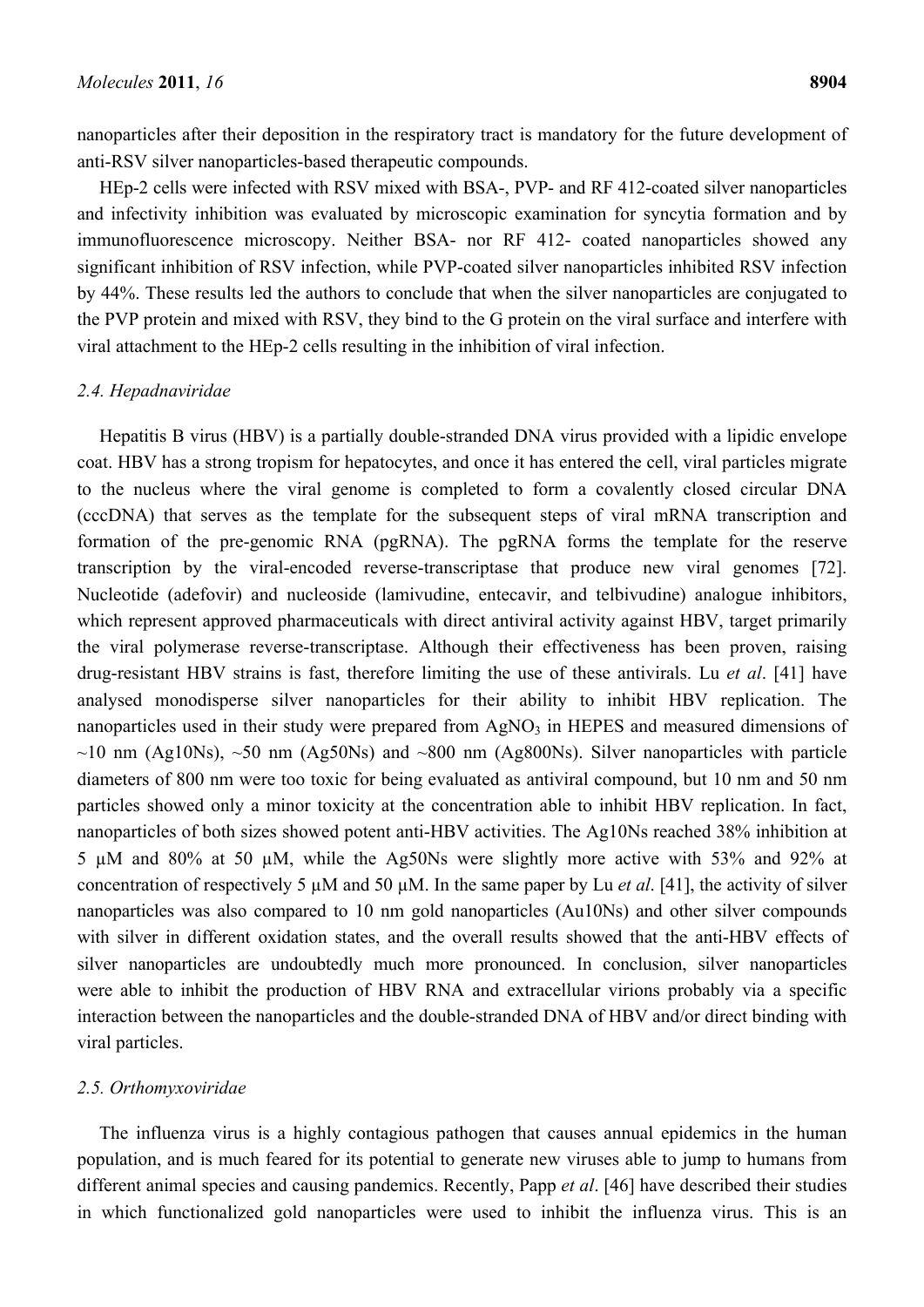nanoparticles after their deposition in the respiratory tract is mandatory for the future development of anti-RSV silver nanoparticles-based therapeutic compounds.

HEp-2 cells were infected with RSV mixed with BSA-, PVP- and RF 412-coated silver nanoparticles and infectivity inhibition was evaluated by microscopic examination for syncytia formation and by immunofluorescence microscopy. Neither BSA- nor RF 412- coated nanoparticles showed any significant inhibition of RSV infection, while PVP-coated silver nanoparticles inhibited RSV infection by 44%. These results led the authors to conclude that when the silver nanoparticles are conjugated to the PVP protein and mixed with RSV, they bind to the G protein on the viral surface and interfere with viral attachment to the HEp-2 cells resulting in the inhibition of viral infection.

### *2.4. Hepadnaviridae*

Hepatitis B virus (HBV) is a partially double-stranded DNA virus provided with a lipidic envelope coat. HBV has a strong tropism for hepatocytes, and once it has entered the cell, viral particles migrate to the nucleus where the viral genome is completed to form a covalently closed circular DNA (cccDNA) that serves as the template for the subsequent steps of viral mRNA transcription and formation of the pre-genomic RNA (pgRNA). The pgRNA forms the template for the reserve transcription by the viral-encoded reverse-transcriptase that produce new viral genomes [72]. Nucleotide (adefovir) and nucleoside (lamivudine, entecavir, and telbivudine) analogue inhibitors, which represent approved pharmaceuticals with direct antiviral activity against HBV, target primarily the viral polymerase reverse-transcriptase. Although their effectiveness has been proven, raising drug-resistant HBV strains is fast, therefore limiting the use of these antivirals. Lu *et al*. [41] have analysed monodisperse silver nanoparticles for their ability to inhibit HBV replication. The nanoparticles used in their study were prepared from $AgNO_3$ in HEPES and measured dimensions of ~10 nm (Ag10Ns), ~50 nm (Ag50Ns) and ~800 nm (Ag800Ns). Silver nanoparticles with particle diameters of 800 nm were too toxic for being evaluated as antiviral compound, but 10 nm and 50 nm particles showed only a minor toxicity at the concentration able to inhibit HBV replication. In fact, nanoparticles of both sizes showed potent anti-HBV activities. The Ag10Ns reached 38% inhibition at 5 μM and 80% at 50 μM, while the Ag50Ns were slightly more active with 53% and 92% at concentration of respectively 5 μM and 50 μM. In the same paper by Lu *et al*. [41], the activity of silver nanoparticles was also compared to 10 nm gold nanoparticles (Au10Ns) and other silver compounds with silver in different oxidation states, and the overall results showed that the anti-HBV effects of silver nanoparticles are undoubtedly much more pronounced. In conclusion, silver nanoparticles were able to inhibit the production of HBV RNA and extracellular virions probably via a specific interaction between the nanoparticles and the double-stranded DNA of HBV and/or direct binding with viral particles.

### *2.5. Orthomyxoviridae*

The influenza virus is a highly contagious pathogen that causes annual epidemics in the human population, and is much feared for its potential to generate new viruses able to jump to humans from different animal species and causing pandemics. Recently, Papp *et al*. [46] have described their studies in which functionalized gold nanoparticles were used to inhibit the influenza virus. This is an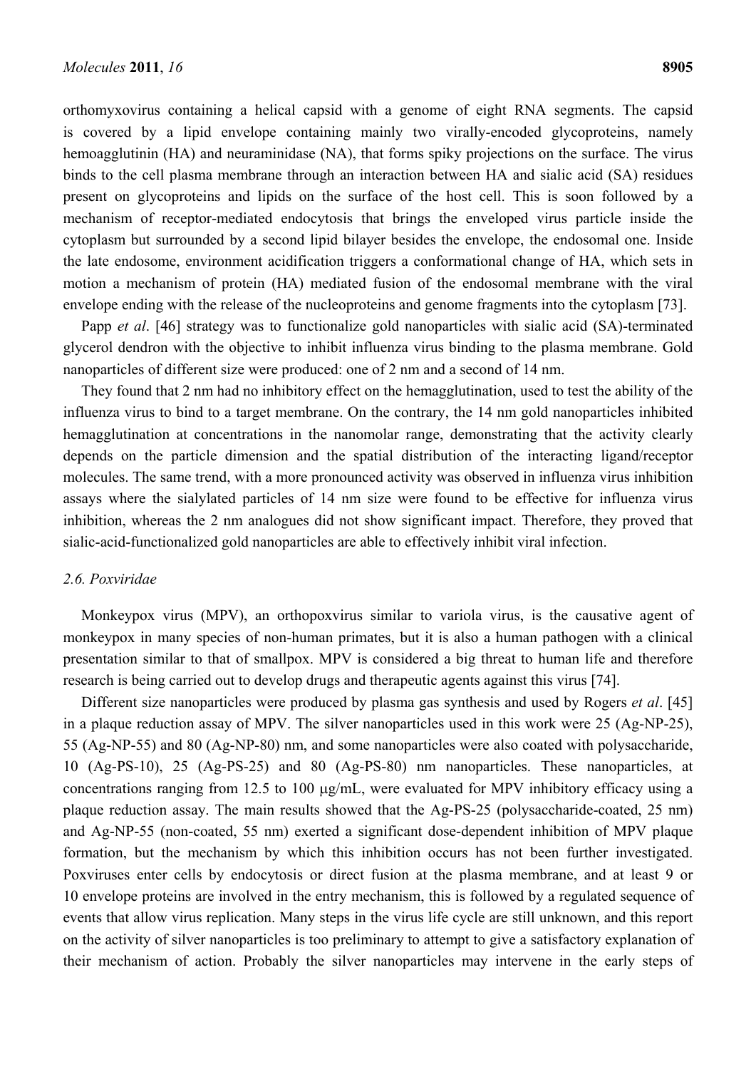orthomyxovirus containing a helical capsid with a genome of eight RNA segments. The capsid is covered by a lipid envelope containing mainly two virally-encoded glycoproteins, namely hemoagglutinin (HA) and neuraminidase (NA), that forms spiky projections on the surface. The virus binds to the cell plasma membrane through an interaction between HA and sialic acid (SA) residues present on glycoproteins and lipids on the surface of the host cell. This is soon followed by a mechanism of receptor-mediated endocytosis that brings the enveloped virus particle inside the cytoplasm but surrounded by a second lipid bilayer besides the envelope, the endosomal one. Inside the late endosome, environment acidification triggers a conformational change of HA, which sets in motion a mechanism of protein (HA) mediated fusion of the endosomal membrane with the viral envelope ending with the release of the nucleoproteins and genome fragments into the cytoplasm [73].

Papp *et al*. [46] strategy was to functionalize gold nanoparticles with sialic acid (SA)-terminated glycerol dendron with the objective to inhibit influenza virus binding to the plasma membrane. Gold nanoparticles of different size were produced: one of 2 nm and a second of 14 nm.

They found that 2 nm had no inhibitory effect on the hemagglutination, used to test the ability of the influenza virus to bind to a target membrane. On the contrary, the 14 nm gold nanoparticles inhibited hemagglutination at concentrations in the nanomolar range, demonstrating that the activity clearly depends on the particle dimension and the spatial distribution of the interacting ligand/receptor molecules. The same trend, with a more pronounced activity was observed in influenza virus inhibition assays where the sialylated particles of 14 nm size were found to be effective for influenza virus inhibition, whereas the 2 nm analogues did not show significant impact. Therefore, they proved that sialic-acid-functionalized gold nanoparticles are able to effectively inhibit viral infection.

### 2.6. Poxviridae

Monkeypox virus (MPV), an orthopoxvirus similar to variola virus, is the causative agent of monkeypox in many species of non-human primates, but it is also a human pathogen with a clinical presentation similar to that of smallpox. MPV is considered a big threat to human life and therefore research is being carried out to develop drugs and therapeutic agents against this virus [74].

Different size nanoparticles were produced by plasma gas synthesis and used by Rogers *et al*. [45] in a plaque reduction assay of MPV. The silver nanoparticles used in this work were 25 (Ag-NP-25), 55 (Ag-NP-55) and 80 (Ag-NP-80) nm, and some nanoparticles were also coated with polysaccharide, 10 (Ag-PS-10), 25 (Ag-PS-25) and 80 (Ag-PS-80) nm nanoparticles. These nanoparticles, at concentrations ranging from 12.5 to 100 μg/mL, were evaluated for MPV inhibitory efficacy using a plaque reduction assay. The main results showed that the Ag-PS-25 (polysaccharide-coated, 25 nm) and Ag-NP-55 (non-coated, 55 nm) exerted a significant dose-dependent inhibition of MPV plaque formation, but the mechanism by which this inhibition occurs has not been further investigated. Poxviruses enter cells by endocytosis or direct fusion at the plasma membrane, and at least 9 or 10 envelope proteins are involved in the entry mechanism, this is followed by a regulated sequence of events that allow virus replication. Many steps in the virus life cycle are still unknown, and this report on the activity of silver nanoparticles is too preliminary to attempt to give a satisfactory explanation of their mechanism of action. Probably the silver nanoparticles may intervene in the early steps of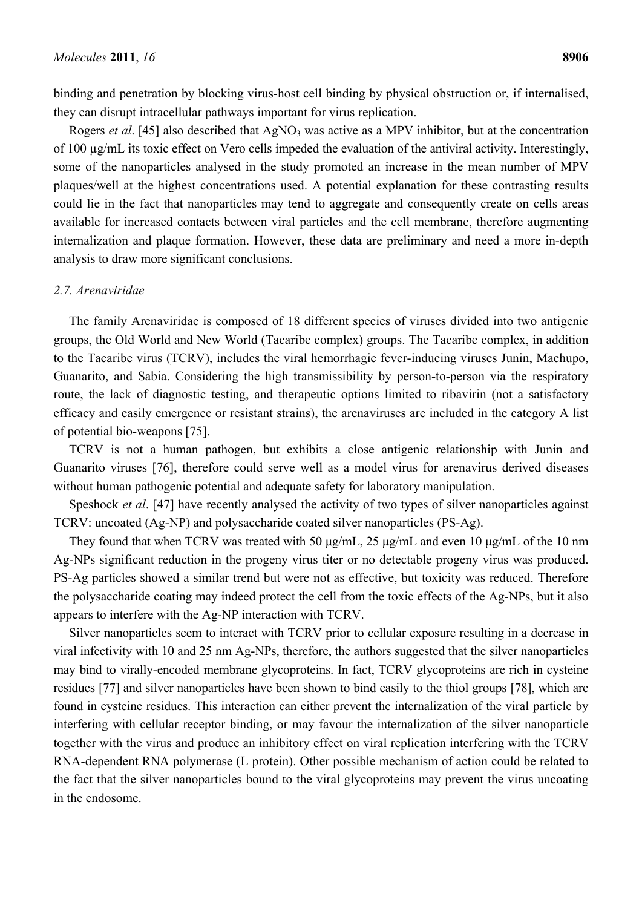binding and penetration by blocking virus-host cell binding by physical obstruction or, if internalised, they can disrupt intracellular pathways important for virus replication.

Rogers *et al*. [45] also described that $AgNO_3$ was active as a MPV inhibitor, but at the concentration of 100 µg/mL its toxic effect on Vero cells impeded the evaluation of the antiviral activity. Interestingly, some of the nanoparticles analysed in the study promoted an increase in the mean number of MPV plaques/well at the highest concentrations used. A potential explanation for these contrasting results could lie in the fact that nanoparticles may tend to aggregate and consequently create on cells areas available for increased contacts between viral particles and the cell membrane, therefore augmenting internalization and plaque formation. However, these data are preliminary and need a more in-depth analysis to draw more significant conclusions.

### *2.7. Arenaviridae*

The family Arenaviridae is composed of 18 different species of viruses divided into two antigenic groups, the Old World and New World (Tacaribe complex) groups. The Tacaribe complex, in addition to the Tacaribe virus (TCRV), includes the viral hemorrhagic fever-inducing viruses Junin, Machupo, Guanarito, and Sabia. Considering the high transmissibility by person-to-person via the respiratory route, the lack of diagnostic testing, and therapeutic options limited to ribavirin (not a satisfactory efficacy and easily emergence or resistant strains), the arenaviruses are included in the category A list of potential bio-weapons [75].

TCRV is not a human pathogen, but exhibits a close antigenic relationship with Junin and Guanarito viruses [76], therefore could serve well as a model virus for arenavirus derived diseases without human pathogenic potential and adequate safety for laboratory manipulation.

Speshock *et al*. [47] have recently analysed the activity of two types of silver nanoparticles against TCRV: uncoated (Ag-NP) and polysaccharide coated silver nanoparticles (PS-Ag).

They found that when TCRV was treated with 50 µg/mL, 25 µg/mL and even 10 µg/mL of the 10 nm Ag-NPs significant reduction in the progeny virus titer or no detectable progeny virus was produced. PS-Ag particles showed a similar trend but were not as effective, but toxicity was reduced. Therefore the polysaccharide coating may indeed protect the cell from the toxic effects of the Ag-NPs, but it also appears to interfere with the Ag-NP interaction with TCRV.

Silver nanoparticles seem to interact with TCRV prior to cellular exposure resulting in a decrease in viral infectivity with 10 and 25 nm Ag-NPs, therefore, the authors suggested that the silver nanoparticles may bind to virally-encoded membrane glycoproteins. In fact, TCRV glycoproteins are rich in cysteine residues [77] and silver nanoparticles have been shown to bind easily to the thiol groups [78], which are found in cysteine residues. This interaction can either prevent the internalization of the viral particle by interfering with cellular receptor binding, or may favour the internalization of the silver nanoparticle together with the virus and produce an inhibitory effect on viral replication interfering with the TCRV RNA-dependent RNA polymerase (L protein). Other possible mechanism of action could be related to the fact that the silver nanoparticles bound to the viral glycoproteins may prevent the virus uncoating in the endosome.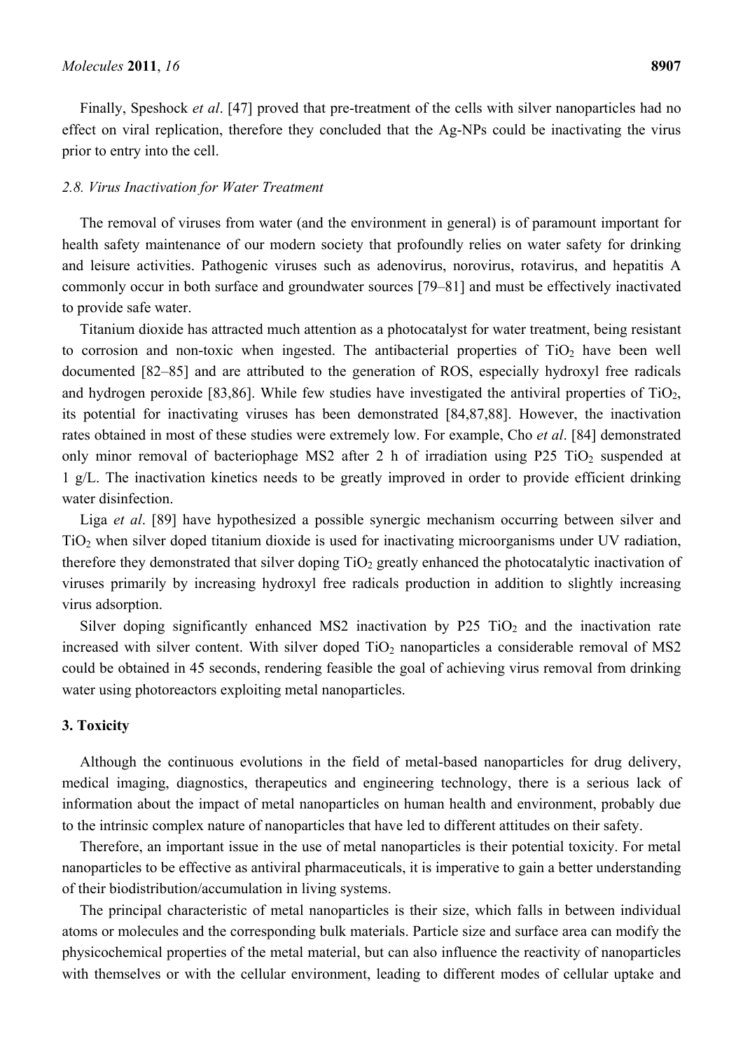Finally, Speshock *et al*. [47] proved that pre-treatment of the cells with silver nanoparticles had no effect on viral replication, therefore they concluded that the Ag-NPs could be inactivating the virus prior to entry into the cell.

### *2.8. Virus Inactivation for Water Treatment*

The removal of viruses from water (and the environment in general) is of paramount important for health safety maintenance of our modern society that profoundly relies on water safety for drinking and leisure activities. Pathogenic viruses such as adenovirus, norovirus, rotavirus, and hepatitis A commonly occur in both surface and groundwater sources [79–81] and must be effectively inactivated to provide safe water.

Titanium dioxide has attracted much attention as a photocatalyst for water treatment, being resistant to corrosion and non-toxic when ingested. The antibacterial properties of $TiO_2$ have been well documented [82–85] and are attributed to the generation of ROS, especially hydroxyl free radicals and hydrogen peroxide [83,86]. While few studies have investigated the antiviral properties of $TiO_2$, its potential for inactivating viruses has been demonstrated [84,87,88]. However, the inactivation rates obtained in most of these studies were extremely low. For example, Cho *et al*. [84] demonstrated only minor removal of bacteriophage MS2 after 2 h of irradiation using P25 $TiO_2$ suspended at 1 g/L. The inactivation kinetics needs to be greatly improved in order to provide efficient drinking water disinfection.

Liga *et al*. [89] have hypothesized a possible synergic mechanism occurring between silver and $TiO_2$ when silver doped titanium dioxide is used for inactivating microorganisms under UV radiation, therefore they demonstrated that silver doping $TiO_2$ greatly enhanced the photocatalytic inactivation of viruses primarily by increasing hydroxyl free radicals production in addition to slightly increasing virus adsorption.

Silver doping significantly enhanced MS2 inactivation by P25 $TiO_2$ and the inactivation rate increased with silver content. With silver doped $TiO_2$ nanoparticles a considerable removal of MS2 could be obtained in 45 seconds, rendering feasible the goal of achieving virus removal from drinking water using photoreactors exploiting metal nanoparticles.

## 3. Toxicity

Although the continuous evolutions in the field of metal-based nanoparticles for drug delivery, medical imaging, diagnostics, therapeutics and engineering technology, there is a serious lack of information about the impact of metal nanoparticles on human health and environment, probably due to the intrinsic complex nature of nanoparticles that have led to different attitudes on their safety.

Therefore, an important issue in the use of metal nanoparticles is their potential toxicity. For metal nanoparticles to be effective as antiviral pharmaceuticals, it is imperative to gain a better understanding of their biodistribution/accumulation in living systems.

The principal characteristic of metal nanoparticles is their size, which falls in between individual atoms or molecules and the corresponding bulk materials. Particle size and surface area can modify the physicochemical properties of the metal material, but can also influence the reactivity of nanoparticles with themselves or with the cellular environment, leading to different modes of cellular uptake and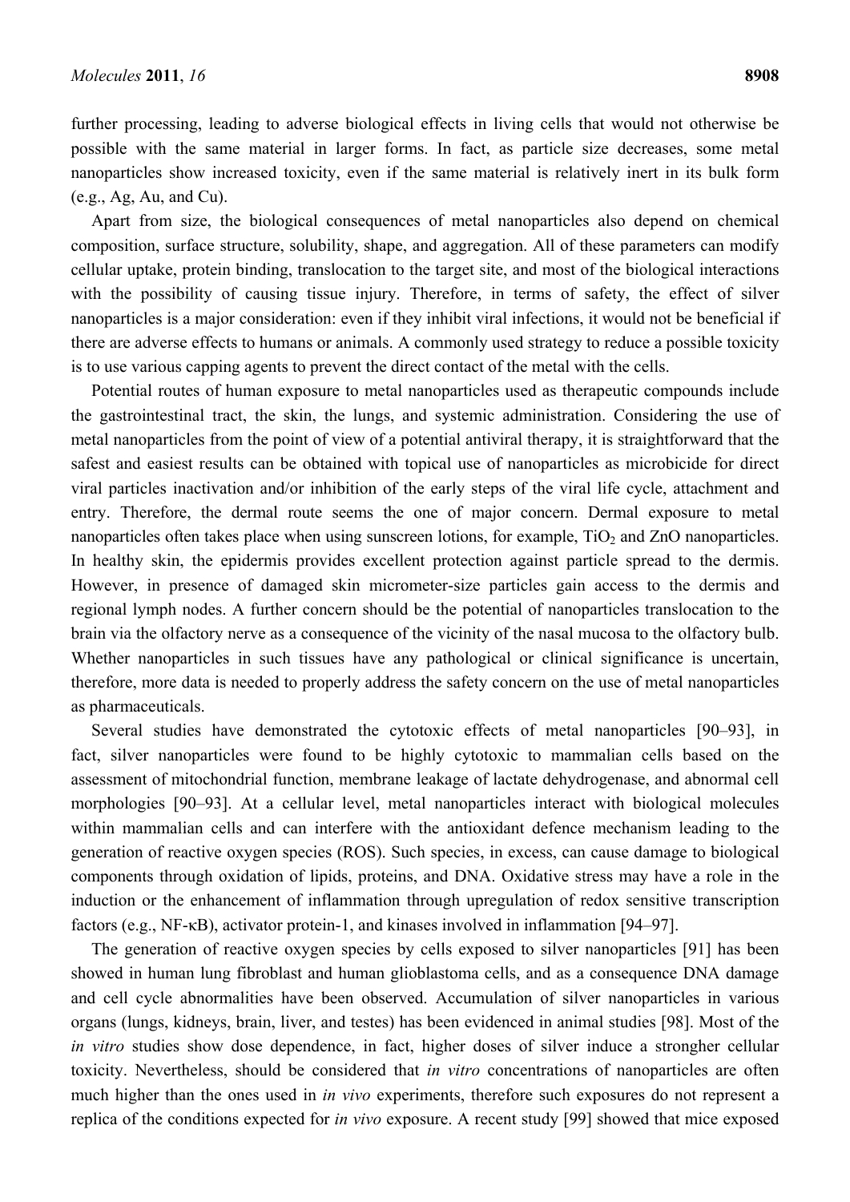further processing, leading to adverse biological effects in living cells that would not otherwise be possible with the same material in larger forms. In fact, as particle size decreases, some metal nanoparticles show increased toxicity, even if the same material is relatively inert in its bulk form (e.g., Ag, Au, and Cu).

Apart from size, the biological consequences of metal nanoparticles also depend on chemical composition, surface structure, solubility, shape, and aggregation. All of these parameters can modify cellular uptake, protein binding, translocation to the target site, and most of the biological interactions with the possibility of causing tissue injury. Therefore, in terms of safety, the effect of silver nanoparticles is a major consideration: even if they inhibit viral infections, it would not be beneficial if there are adverse effects to humans or animals. A commonly used strategy to reduce a possible toxicity is to use various capping agents to prevent the direct contact of the metal with the cells.

Potential routes of human exposure to metal nanoparticles used as therapeutic compounds include the gastrointestinal tract, the skin, the lungs, and systemic administration. Considering the use of metal nanoparticles from the point of view of a potential antiviral therapy, it is straightforward that the safest and easiest results can be obtained with topical use of nanoparticles as microbicide for direct viral particles inactivation and/or inhibition of the early steps of the viral life cycle, attachment and entry. Therefore, the dermal route seems the one of major concern. Dermal exposure to metal nanoparticles often takes place when using sunscreen lotions, for example, $TiO_2$ and ZnO nanoparticles. In healthy skin, the epidermis provides excellent protection against particle spread to the dermis. However, in presence of damaged skin micrometer-size particles gain access to the dermis and regional lymph nodes. A further concern should be the potential of nanoparticles translocation to the brain via the olfactory nerve as a consequence of the vicinity of the nasal mucosa to the olfactory bulb. Whether nanoparticles in such tissues have any pathological or clinical significance is uncertain, therefore, more data is needed to properly address the safety concern on the use of metal nanoparticles as pharmaceuticals.

Several studies have demonstrated the cytotoxic effects of metal nanoparticles [90–93], in fact, silver nanoparticles were found to be highly cytotoxic to mammalian cells based on the assessment of mitochondrial function, membrane leakage of lactate dehydrogenase, and abnormal cell morphologies [90–93]. At a cellular level, metal nanoparticles interact with biological molecules within mammalian cells and can interfere with the antioxidant defence mechanism leading to the generation of reactive oxygen species (ROS). Such species, in excess, can cause damage to biological components through oxidation of lipids, proteins, and DNA. Oxidative stress may have a role in the induction or the enhancement of inflammation through upregulation of redox sensitive transcription factors (e.g., NF-κB), activator protein-1, and kinases involved in inflammation [94–97].

The generation of reactive oxygen species by cells exposed to silver nanoparticles [91] has been showed in human lung fibroblast and human glioblastoma cells, and as a consequence DNA damage and cell cycle abnormalities have been observed. Accumulation of silver nanoparticles in various organs (lungs, kidneys, brain, liver, and testes) has been evidenced in animal studies [98]. Most of the *in vitro* studies show dose dependence, in fact, higher doses of silver induce a strongher cellular toxicity. Nevertheless, should be considered that *in vitro* concentrations of nanoparticles are often much higher than the ones used in *in vivo* experiments, therefore such exposures do not represent a replica of the conditions expected for *in vivo* exposure. A recent study [99] showed that mice exposed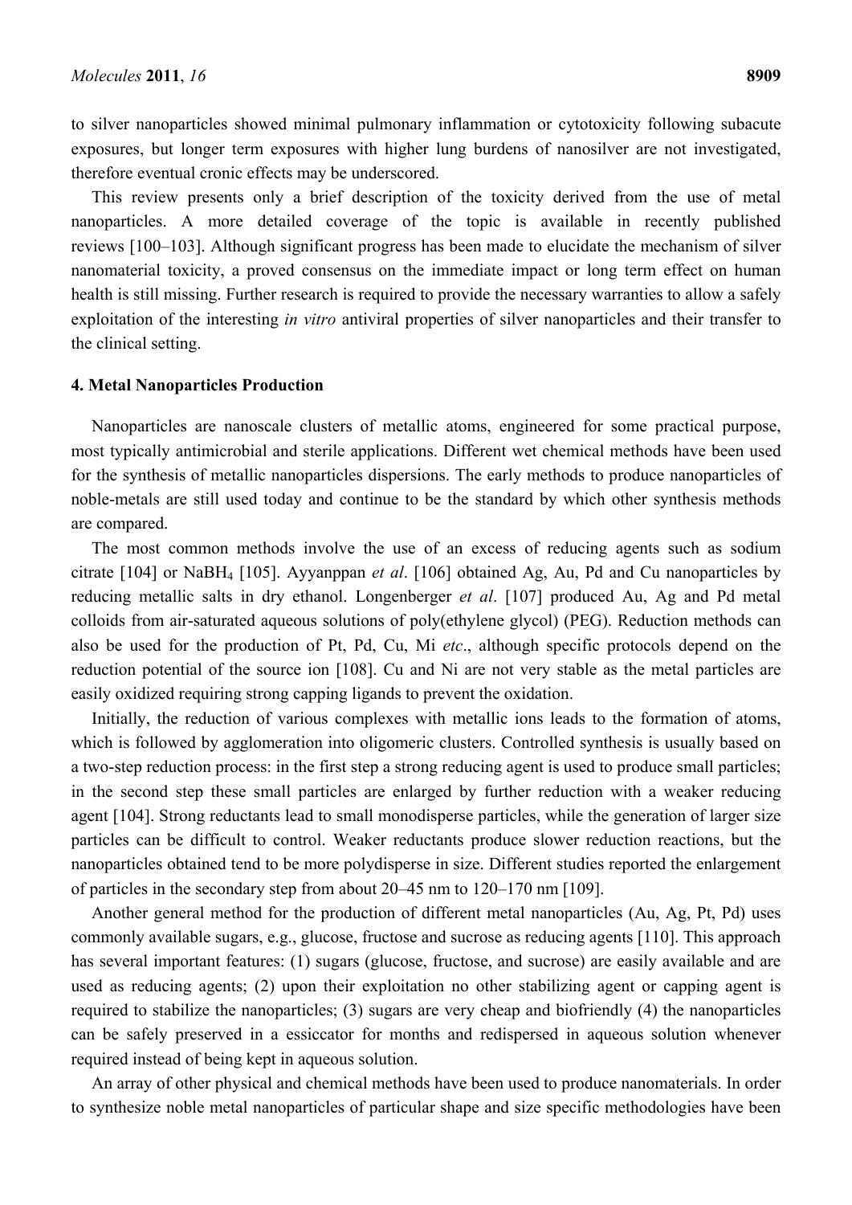to silver nanoparticles showed minimal pulmonary inflammation or cytotoxicity following subacute exposures, but longer term exposures with higher lung burdens of nanosilver are not investigated, therefore eventual cronic effects may be underscored.

This review presents only a brief description of the toxicity derived from the use of metal nanoparticles. A more detailed coverage of the topic is available in recently published reviews [100–103]. Although significant progress has been made to elucidate the mechanism of silver nanomaterial toxicity, a proved consensus on the immediate impact or long term effect on human health is still missing. Further research is required to provide the necessary warranties to allow a safely exploitation of the interesting *in vitro* antiviral properties of silver nanoparticles and their transfer to the clinical setting.

## 4. Metal Nanoparticles Production

Nanoparticles are nanoscale clusters of metallic atoms, engineered for some practical purpose, most typically antimicrobial and sterile applications. Different wet chemical methods have been used for the synthesis of metallic nanoparticles dispersions. The early methods to produce nanoparticles of noble-metals are still used today and continue to be the standard by which other synthesis methods are compared.

The most common methods involve the use of an excess of reducing agents such as sodium citrate [104] or $NaBH_4$ [105]. Ayyanppan *et al*. [106] obtained Ag, Au, Pd and Cu nanoparticles by reducing metallic salts in dry ethanol. Longenberger *et al*. [107] produced Au, Ag and Pd metal colloids from air-saturated aqueous solutions of poly(ethylene glycol) (PEG). Reduction methods can also be used for the production of Pt, Pd, Cu, Mi *etc*., although specific protocols depend on the reduction potential of the source ion [108]. Cu and Ni are not very stable as the metal particles are easily oxidized requiring strong capping ligands to prevent the oxidation.

Initially, the reduction of various complexes with metallic ions leads to the formation of atoms, which is followed by agglomeration into oligomeric clusters. Controlled synthesis is usually based on a two-step reduction process: in the first step a strong reducing agent is used to produce small particles; in the second step these small particles are enlarged by further reduction with a weaker reducing agent [104]. Strong reductants lead to small monodisperse particles, while the generation of larger size particles can be difficult to control. Weaker reductants produce slower reduction reactions, but the nanoparticles obtained tend to be more polydisperse in size. Different studies reported the enlargement of particles in the secondary step from about 20–45 nm to 120–170 nm [109].

Another general method for the production of different metal nanoparticles (Au, Ag, Pt, Pd) uses commonly available sugars, e.g., glucose, fructose and sucrose as reducing agents [110]. This approach has several important features: (1) sugars (glucose, fructose, and sucrose) are easily available and are used as reducing agents; (2) upon their exploitation no other stabilizing agent or capping agent is required to stabilize the nanoparticles; (3) sugars are very cheap and biofriendly (4) the nanoparticles can be safely preserved in a essiccator for months and redispersed in aqueous solution whenever required instead of being kept in aqueous solution.

An array of other physical and chemical methods have been used to produce nanomaterials. In order to synthesize noble metal nanoparticles of particular shape and size specific methodologies have been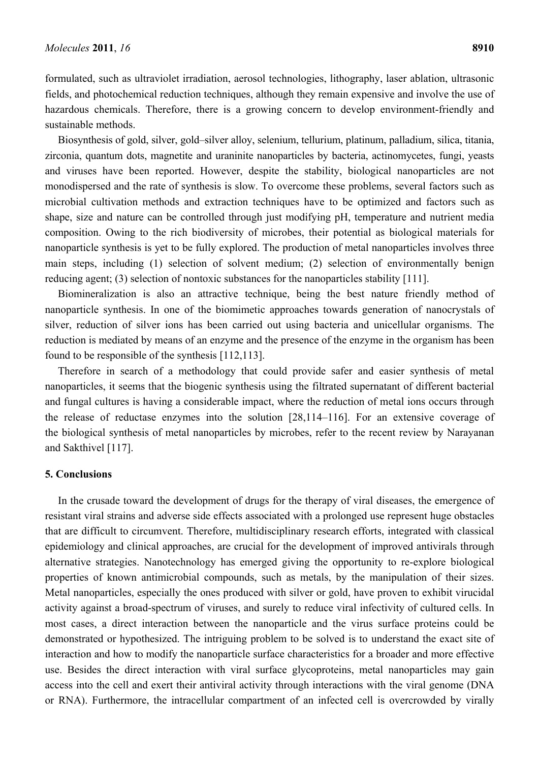formulated, such as ultraviolet irradiation, aerosol technologies, lithography, laser ablation, ultrasonic fields, and photochemical reduction techniques, although they remain expensive and involve the use of hazardous chemicals. Therefore, there is a growing concern to develop environment-friendly and sustainable methods.

Biosynthesis of gold, silver, gold–silver alloy, selenium, tellurium, platinum, palladium, silica, titania, zirconia, quantum dots, magnetite and uraninite nanoparticles by bacteria, actinomycetes, fungi, yeasts and viruses have been reported. However, despite the stability, biological nanoparticles are not monodispersed and the rate of synthesis is slow. To overcome these problems, several factors such as microbial cultivation methods and extraction techniques have to be optimized and factors such as shape, size and nature can be controlled through just modifying pH, temperature and nutrient media composition. Owing to the rich biodiversity of microbes, their potential as biological materials for nanoparticle synthesis is yet to be fully explored. The production of metal nanoparticles involves three main steps, including (1) selection of solvent medium; (2) selection of environmentally benign reducing agent; (3) selection of nontoxic substances for the nanoparticles stability [111].

Biomineralization is also an attractive technique, being the best nature friendly method of nanoparticle synthesis. In one of the biomimetic approaches towards generation of nanocrystals of silver, reduction of silver ions has been carried out using bacteria and unicellular organisms. The reduction is mediated by means of an enzyme and the presence of the enzyme in the organism has been found to be responsible of the synthesis [112,113].

Therefore in search of a methodology that could provide safer and easier synthesis of metal nanoparticles, it seems that the biogenic synthesis using the filtrated supernatant of different bacterial and fungal cultures is having a considerable impact, where the reduction of metal ions occurs through the release of reductase enzymes into the solution [28,114–116]. For an extensive coverage of the biological synthesis of metal nanoparticles by microbes, refer to the recent review by Narayanan and Sakthivel [117].

## 5. Conclusions

In the crusade toward the development of drugs for the therapy of viral diseases, the emergence of resistant viral strains and adverse side effects associated with a prolonged use represent huge obstacles that are difficult to circumvent. Therefore, multidisciplinary research efforts, integrated with classical epidemiology and clinical approaches, are crucial for the development of improved antivirals through alternative strategies. Nanotechnology has emerged giving the opportunity to re-explore biological properties of known antimicrobial compounds, such as metals, by the manipulation of their sizes. Metal nanoparticles, especially the ones produced with silver or gold, have proven to exhibit virucidal activity against a broad-spectrum of viruses, and surely to reduce viral infectivity of cultured cells. In most cases, a direct interaction between the nanoparticle and the virus surface proteins could be demonstrated or hypothesized. The intriguing problem to be solved is to understand the exact site of interaction and how to modify the nanoparticle surface characteristics for a broader and more effective use. Besides the direct interaction with viral surface glycoproteins, metal nanoparticles may gain access into the cell and exert their antiviral activity through interactions with the viral genome (DNA or RNA). Furthermore, the intracellular compartment of an infected cell is overcrowded by virally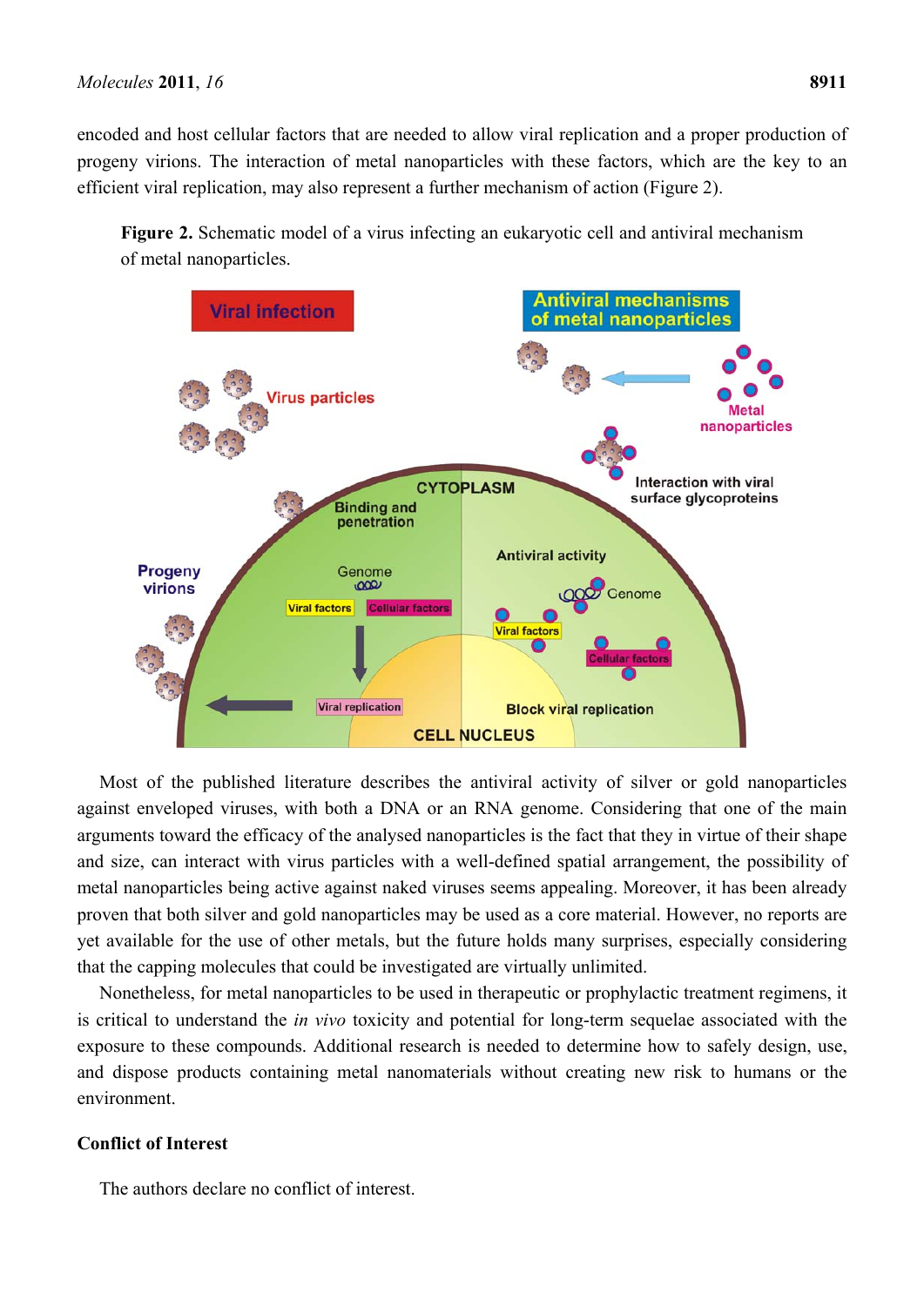encoded and host cellular factors that are needed to allow viral replication and a proper production of progeny virions. The interaction of metal nanoparticles with these factors, which are the key to an efficient viral replication, may also represent a further mechanism of action (Figure 2).

**Figure 2.** Schematic model of a virus infecting an eukaryotic cell and antiviral mechanism of metal nanoparticles.

Most of the published literature describes the antiviral activity of silver or gold nanoparticles against enveloped viruses, with both a DNA or an RNA genome. Considering that one of the main arguments toward the efficacy of the analysed nanoparticles is the fact that they in virtue of their shape and size, can interact with virus particles with a well-defined spatial arrangement, the possibility of metal nanoparticles being active against naked viruses seems appealing. Moreover, it has been already proven that both silver and gold nanoparticles may be used as a core material. However, no reports are yet available for the use of other metals, but the future holds many surprises, especially considering that the capping molecules that could be investigated are virtually unlimited.

Nonetheless, for metal nanoparticles to be used in therapeutic or prophylactic treatment regimens, it is critical to understand the *in vivo* toxicity and potential for long-term sequelae associated with the exposure to these compounds. Additional research is needed to determine how to safely design, use, and dispose products containing metal nanomaterials without creating new risk to humans or the environment.

## Conflict of Interest

The authors declare no conflict of interest.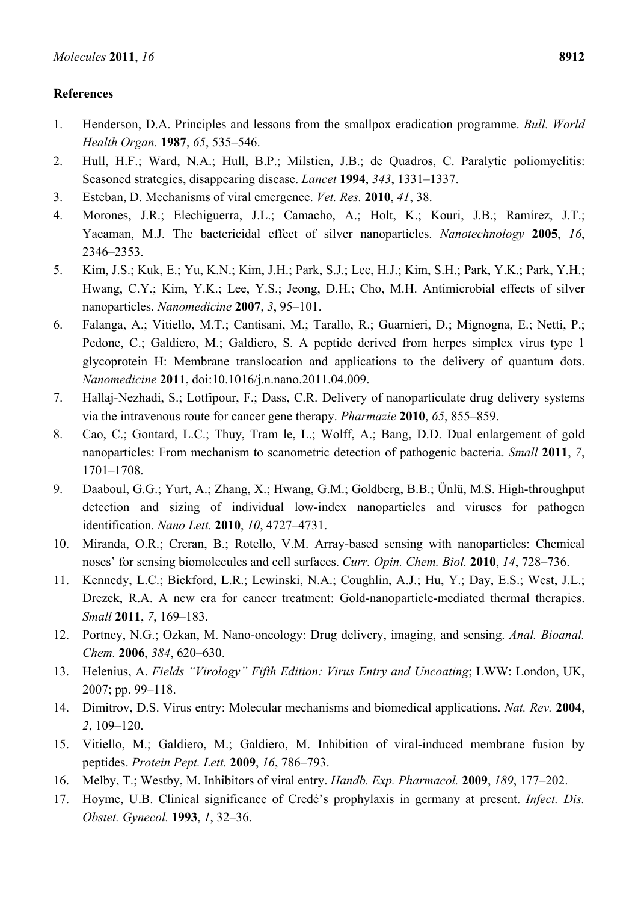## References

1. Henderson, D.A. Principles and lessons from the smallpox eradication programme. *Bull. World Health Organ.* **1987**, *65*, 535–546.
2. Hull, H.F.; Ward, N.A.; Hull, B.P.; Milstien, J.B.; de Quadros, C. Paralytic poliomyelitis: Seasoned strategies, disappearing disease. *Lancet* **1994**, *343*, 1331–1337.
3. Esteban, D. Mechanisms of viral emergence. *Vet. Res.* **2010**, *41*, 38.
4. Morones, J.R.; Elechiguerra, J.L.; Camacho, A.; Holt, K.; Kouri, J.B.; Ramírez, J.T.; Yacaman, M.J. The bactericidal effect of silver nanoparticles. *Nanotechnology* **2005**, *16*, 2346–2353.
5. Kim, J.S.; Kuk, E.; Yu, K.N.; Kim, J.H.; Park, S.J.; Lee, H.J.; Kim, S.H.; Park, Y.K.; Park, Y.H.; Hwang, C.Y.; Kim, Y.K.; Lee, Y.S.; Jeong, D.H.; Cho, M.H. Antimicrobial effects of silver nanoparticles. *Nanomedicine* **2007**, *3*, 95–101.
6. Falanga, A.; Vitiello, M.T.; Cantisani, M.; Tarallo, R.; Guarnieri, D.; Mignogna, E.; Netti, P.; Pedone, C.; Galdiero, M.; Galdiero, S. A peptide derived from herpes simplex virus type 1 glycoprotein H: Membrane translocation and applications to the delivery of quantum dots. *Nanomedicine* **2011**, doi:10.1016/j.n.nano.2011.04.009.
7. Hallaj-Nezhadi, S.; Lotfipour, F.; Dass, C.R. Delivery of nanoparticulate drug delivery systems via the intravenous route for cancer gene therapy. *Pharmazie* **2010**, *65*, 855–859.
8. Cao, C.; Gontard, L.C.; Thuy, Tram le, L.; Wolff, A.; Bang, D.D. Dual enlargement of gold nanoparticles: From mechanism to scanometric detection of pathogenic bacteria. *Small* **2011**, *7*, 1701–1708.
9. Daaboul, G.G.; Yurt, A.; Zhang, X.; Hwang, G.M.; Goldberg, B.B.; Ünlü, M.S. High-throughput detection and sizing of individual low-index nanoparticles and viruses for pathogen identification. *Nano Lett.* **2010**, *10*, 4727–4731.
10. Miranda, O.R.; Creran, B.; Rotello, V.M. Array-based sensing with nanoparticles: Chemical noses' for sensing biomolecules and cell surfaces. *Curr. Opin. Chem. Biol.* **2010**, *14*, 728–736.
11. Kennedy, L.C.; Bickford, L.R.; Lewinski, N.A.; Coughlin, A.J.; Hu, Y.; Day, E.S.; West, J.L.; Drezek, R.A. A new era for cancer treatment: Gold-nanoparticle-mediated thermal therapies. *Small* **2011**, *7*, 169–183.
12. Portney, N.G.; Ozkan, M. Nano-oncology: Drug delivery, imaging, and sensing. *Anal. Bioanal. Chem.* **2006**, *384*, 620–630.
13. Helenius, A. *Fields "Virology" Fifth Edition: Virus Entry and Uncoating*; LWW: London, UK, 2007; pp. 99–118.
14. Dimitrov, D.S. Virus entry: Molecular mechanisms and biomedical applications. *Nat. Rev.* **2004**, *2*, 109–120.
15. Vitiello, M.; Galdiero, M.; Galdiero, M. Inhibition of viral-induced membrane fusion by peptides. *Protein Pept. Lett.* **2009**, *16*, 786–793.
16. Melby, T.; Westby, M. Inhibitors of viral entry. *Handb. Exp. Pharmacol.* **2009**, *189*, 177–202.
17. Hoyme, U.B. Clinical significance of Credé's prophylaxis in germany at present. *Infect. Dis. Obstet. Gynecol.* **1993**, *1*, 32–36.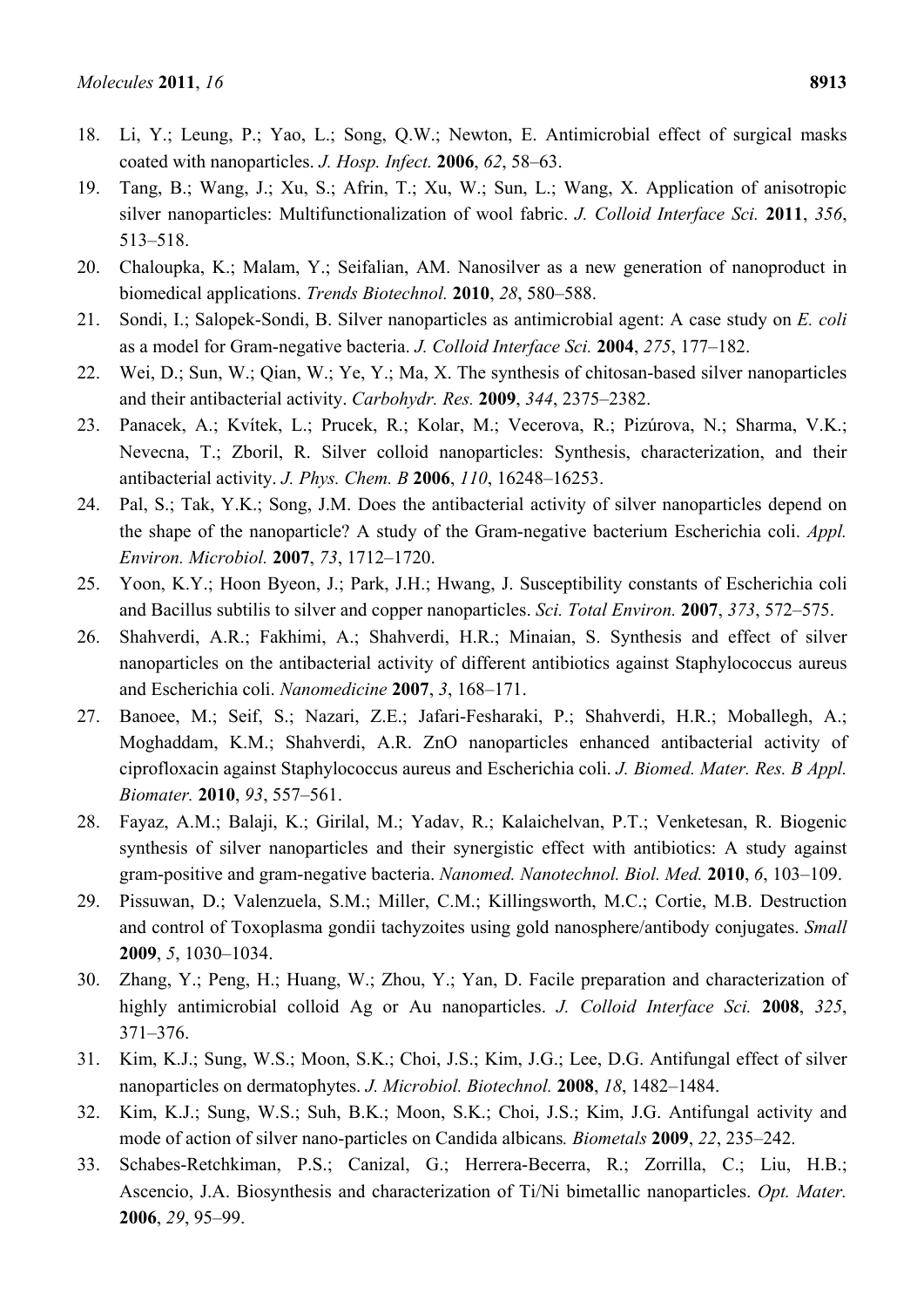18. Li, Y.; Leung, P.; Yao, L.; Song, Q.W.; Newton, E. Antimicrobial effect of surgical masks coated with nanoparticles. *J. Hosp. Infect.* **2006**, *62*, 58–63.
19. Tang, B.; Wang, J.; Xu, S.; Afrin, T.; Xu, W.; Sun, L.; Wang, X. Application of anisotropic silver nanoparticles: Multifunctionalization of wool fabric. *J. Colloid Interface Sci.* **2011**, *356*, 513–518.
20. Chaloupka, K.; Malam, Y.; Seifalian, AM. Nanosilver as a new generation of nanoproduct in biomedical applications. *Trends Biotechnol.* **2010**, *28*, 580–588.
21. Sondi, I.; Salopek-Sondi, B. Silver nanoparticles as antimicrobial agent: A case study on *E. coli* as a model for Gram-negative bacteria. *J. Colloid Interface Sci.* **2004**, *275*, 177–182.
22. Wei, D.; Sun, W.; Qian, W.; Ye, Y.; Ma, X. The synthesis of chitosan-based silver nanoparticles and their antibacterial activity. *Carbohydr. Res.* **2009**, *344*, 2375–2382.
23. Panacek, A.; Kvítek, L.; Prucek, R.; Kolar, M.; Vecerova, R.; Pizúrova, N.; Sharma, V.K.; Nevecna, T.; Zboril, R. Silver colloid nanoparticles: Synthesis, characterization, and their antibacterial activity. *J. Phys. Chem. B* **2006**, *110*, 16248–16253.
24. Pal, S.; Tak, Y.K.; Song, J.M. Does the antibacterial activity of silver nanoparticles depend on the shape of the nanoparticle? A study of the Gram-negative bacterium Escherichia coli. *Appl. Environ. Microbiol.* **2007**, *73*, 1712–1720.
25. Yoon, K.Y.; Hoon Byeon, J.; Park, J.H.; Hwang, J. Susceptibility constants of Escherichia coli and Bacillus subtilis to silver and copper nanoparticles. *Sci. Total Environ.* **2007**, *373*, 572–575.
26. Shahverdi, A.R.; Fakhimi, A.; Shahverdi, H.R.; Minaian, S. Synthesis and effect of silver nanoparticles on the antibacterial activity of different antibiotics against Staphylococcus aureus and Escherichia coli. *Nanomedicine* **2007**, *3*, 168–171.
27. Banoee, M.; Seif, S.; Nazari, Z.E.; Jafari-Fesharaki, P.; Shahverdi, H.R.; Moballegh, A.; Moghaddam, K.M.; Shahverdi, A.R. ZnO nanoparticles enhanced antibacterial activity of ciprofloxacin against Staphylococcus aureus and Escherichia coli. *J. Biomed. Mater. Res. B Appl. Biomater.* **2010**, *93*, 557–561.
28. Fayaz, A.M.; Balaji, K.; Girilal, M.; Yadav, R.; Kalaichelvan, P.T.; Venketesan, R. Biogenic synthesis of silver nanoparticles and their synergistic effect with antibiotics: A study against gram-positive and gram-negative bacteria. *Nanomed. Nanotechnol. Biol. Med.* **2010**, *6*, 103–109.
29. Pissuwan, D.; Valenzuela, S.M.; Miller, C.M.; Killingsworth, M.C.; Cortie, M.B. Destruction and control of Toxoplasma gondii tachyzoites using gold nanosphere/antibody conjugates. *Small* **2009**, *5*, 1030–1034.
30. Zhang, Y.; Peng, H.; Huang, W.; Zhou, Y.; Yan, D. Facile preparation and characterization of highly antimicrobial colloid Ag or Au nanoparticles. *J. Colloid Interface Sci.* **2008**, *325*, 371–376.
31. Kim, K.J.; Sung, W.S.; Moon, S.K.; Choi, J.S.; Kim, J.G.; Lee, D.G. Antifungal effect of silver nanoparticles on dermatophytes. *J. Microbiol. Biotechnol.* **2008**, *18*, 1482–1484.
32. Kim, K.J.; Sung, W.S.; Suh, B.K.; Moon, S.K.; Choi, J.S.; Kim, J.G. Antifungal activity and mode of action of silver nano-particles on Candida albicans*.* *Biometals* **2009**, *22*, 235–242.
33. Schabes-Retchkiman, P.S.; Canizal, G.; Herrera-Becerra, R.; Zorrilla, C.; Liu, H.B.; Ascencio, J.A. Biosynthesis and characterization of Ti/Ni bimetallic nanoparticles. *Opt. Mater.* **2006**, *29*, 95–99.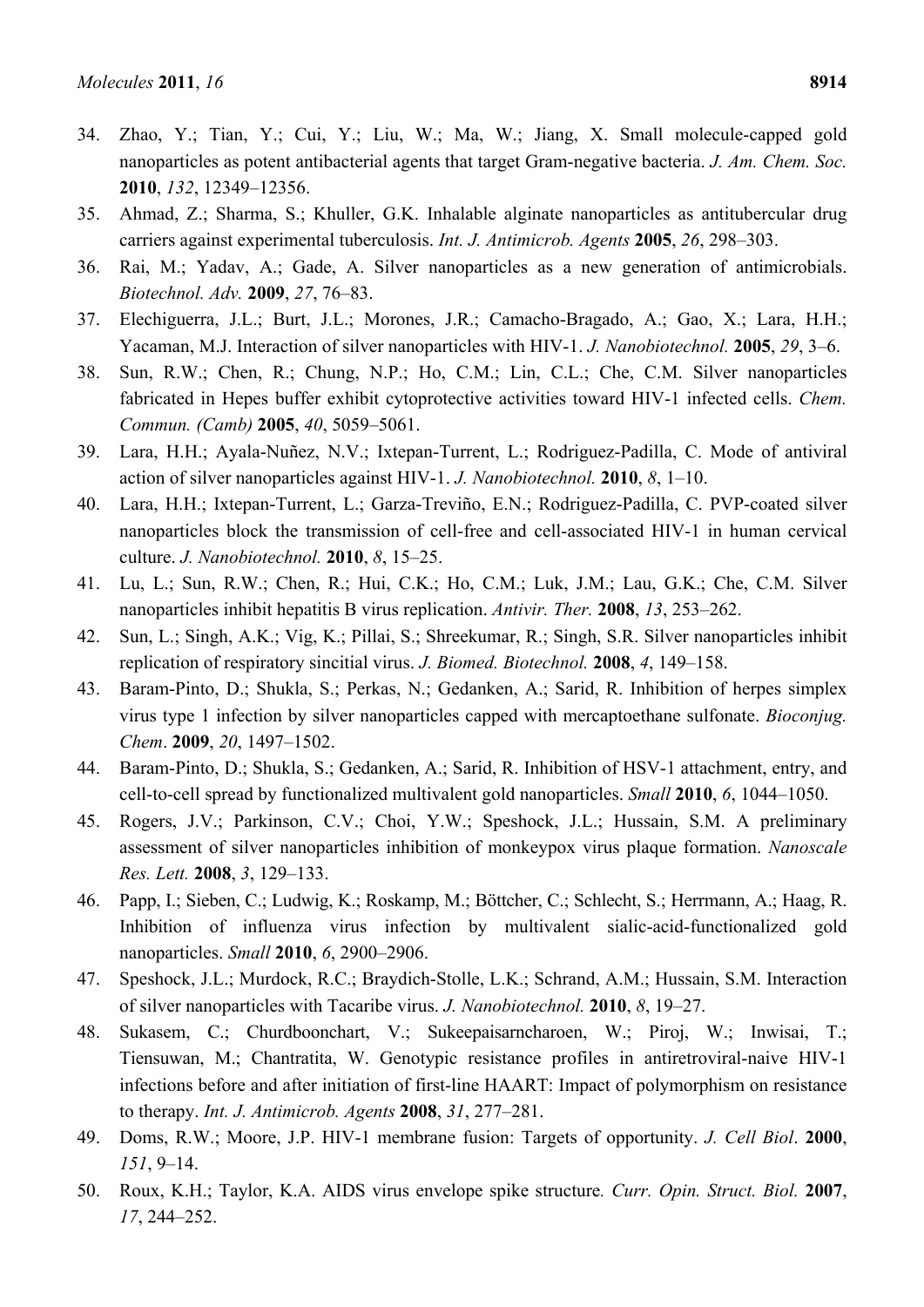34. Zhao, Y.; Tian, Y.; Cui, Y.; Liu, W.; Ma, W.; Jiang, X. Small molecule-capped gold nanoparticles as potent antibacterial agents that target Gram-negative bacteria. *J. Am. Chem. Soc.* **2010**, *132*, 12349–12356.
35. Ahmad, Z.; Sharma, S.; Khuller, G.K. Inhalable alginate nanoparticles as antitubercular drug carriers against experimental tuberculosis. *Int. J. Antimicrob. Agents* **2005**, *26*, 298–303.
36. Rai, M.; Yadav, A.; Gade, A. Silver nanoparticles as a new generation of antimicrobials. *Biotechnol. Adv.* **2009**, *27*, 76–83.
37. Elechiguerra, J.L.; Burt, J.L.; Morones, J.R.; Camacho-Bragado, A.; Gao, X.; Lara, H.H.; Yacaman, M.J. Interaction of silver nanoparticles with HIV-1. *J. Nanobiotechnol.* **2005**, *29*, 3–6.
38. Sun, R.W.; Chen, R.; Chung, N.P.; Ho, C.M.; Lin, C.L.; Che, C.M. Silver nanoparticles fabricated in Hepes buffer exhibit cytoprotective activities toward HIV-1 infected cells. *Chem. Commun. (Camb)* **2005**, *40*, 5059–5061.
39. Lara, H.H.; Ayala-Nuñez, N.V.; Ixtepan-Turrent, L.; Rodriguez-Padilla, C. Mode of antiviral action of silver nanoparticles against HIV-1. *J. Nanobiotechnol.* **2010**, *8*, 1–10.
40. Lara, H.H.; Ixtepan-Turrent, L.; Garza-Treviño, E.N.; Rodriguez-Padilla, C. PVP-coated silver nanoparticles block the transmission of cell-free and cell-associated HIV-1 in human cervical culture. *J. Nanobiotechnol.* **2010**, *8*, 15–25.
41. Lu, L.; Sun, R.W.; Chen, R.; Hui, C.K.; Ho, C.M.; Luk, J.M.; Lau, G.K.; Che, C.M. Silver nanoparticles inhibit hepatitis B virus replication. *Antivir. Ther.* **2008**, *13*, 253–262.
42. Sun, L.; Singh, A.K.; Vig, K.; Pillai, S.; Shreekumar, R.; Singh, S.R. Silver nanoparticles inhibit replication of respiratory sincitial virus. *J. Biomed. Biotechnol.* **2008**, *4*, 149–158.
43. Baram-Pinto, D.; Shukla, S.; Perkas, N.; Gedanken, A.; Sarid, R. Inhibition of herpes simplex virus type 1 infection by silver nanoparticles capped with mercaptoethane sulfonate. *Bioconjug. Chem*. **2009**, *20*, 1497–1502.
44. Baram-Pinto, D.; Shukla, S.; Gedanken, A.; Sarid, R. Inhibition of HSV-1 attachment, entry, and cell-to-cell spread by functionalized multivalent gold nanoparticles. *Small* **2010**, *6*, 1044–1050.
45. Rogers, J.V.; Parkinson, C.V.; Choi, Y.W.; Speshock, J.L.; Hussain, S.M. A preliminary assessment of silver nanoparticles inhibition of monkeypox virus plaque formation. *Nanoscale Res. Lett.* **2008**, *3*, 129–133.
46. Papp, I.; Sieben, C.; Ludwig, K.; Roskamp, M.; Böttcher, C.; Schlecht, S.; Herrmann, A.; Haag, R. Inhibition of influenza virus infection by multivalent sialic-acid-functionalized gold nanoparticles. *Small* **2010**, *6*, 2900–2906.
47. Speshock, J.L.; Murdock, R.C.; Braydich-Stolle, L.K.; Schrand, A.M.; Hussain, S.M. Interaction of silver nanoparticles with Tacaribe virus. *J. Nanobiotechnol.* **2010**, *8*, 19–27.
48. Sukasem, C.; Churdboonchart, V.; Sukeepaisarncharoen, W.; Piroj, W.; Inwisai, T.; Tiensuwan, M.; Chantratita, W. Genotypic resistance profiles in antiretroviral-naive HIV-1 infections before and after initiation of first-line HAART: Impact of polymorphism on resistance to therapy. *Int. J. Antimicrob. Agents* **2008**, *31*, 277–281.
49. Doms, R.W.; Moore, J.P. HIV-1 membrane fusion: Targets of opportunity. *J. Cell Biol*. **2000**, *151*, 9–14.
50. Roux, K.H.; Taylor, K.A. AIDS virus envelope spike structure. *Curr. Opin. Struct. Biol.* **2007**, *17*, 244–252.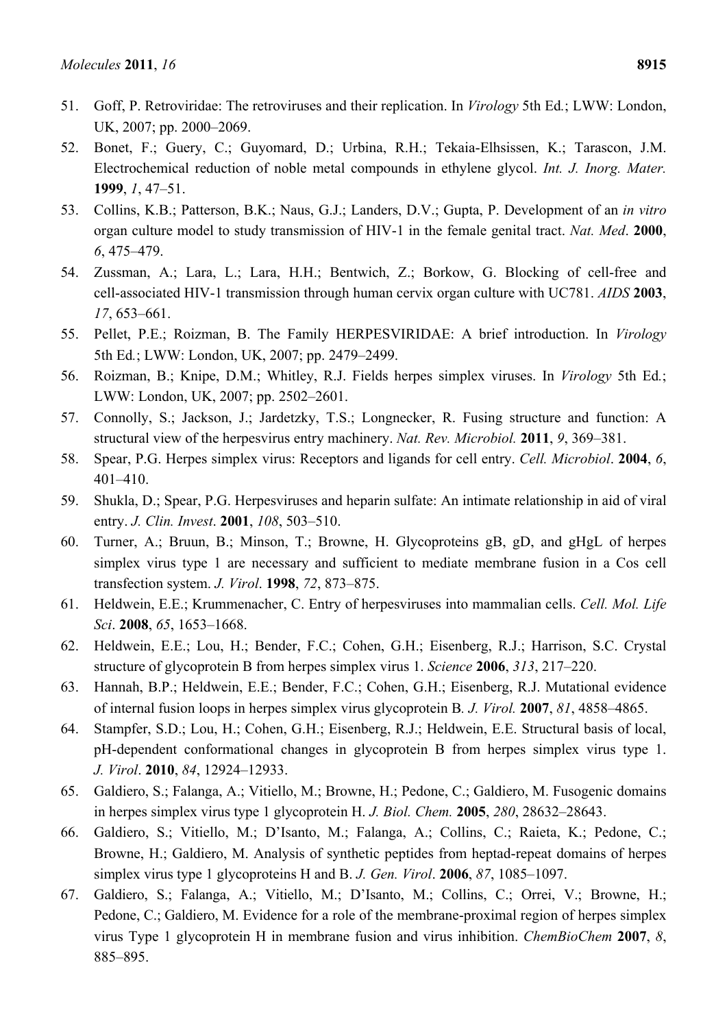51. Goff, P. Retroviridae: The retroviruses and their replication. In *Virology* 5th Ed.; LWW: London, UK, 2007; pp. 2000–2069.
52. Bonet, F.; Guery, C.; Guyomard, D.; Urbina, R.H.; Tekaia-Elhsissen, K.; Tarascon, J.M. Electrochemical reduction of noble metal compounds in ethylene glycol. *Int. J. Inorg. Mater.* **1999**, *1*, 47–51.
53. Collins, K.B.; Patterson, B.K.; Naus, G.J.; Landers, D.V.; Gupta, P. Development of an *in vitro* organ culture model to study transmission of HIV-1 in the female genital tract. *Nat. Med*. **2000**, *6*, 475–479.
54. Zussman, A.; Lara, L.; Lara, H.H.; Bentwich, Z.; Borkow, G. Blocking of cell-free and cell-associated HIV-1 transmission through human cervix organ culture with UC781. *AIDS* **2003**, *17*, 653–661.
55. Pellet, P.E.; Roizman, B. The Family HERPESVIRIDAE: A brief introduction. In *Virology* 5th Ed.; LWW: London, UK, 2007; pp. 2479–2499.
56. Roizman, B.; Knipe, D.M.; Whitley, R.J. Fields herpes simplex viruses. In *Virology* 5th Ed.; LWW: London, UK, 2007; pp. 2502–2601.
57. Connolly, S.; Jackson, J.; Jardetzky, T.S.; Longnecker, R. Fusing structure and function: A structural view of the herpesvirus entry machinery. *Nat. Rev. Microbiol.* **2011**, *9*, 369–381.
58. Spear, P.G. Herpes simplex virus: Receptors and ligands for cell entry. *Cell. Microbiol*. **2004**, *6*, 401–410.
59. Shukla, D.; Spear, P.G. Herpesviruses and heparin sulfate: An intimate relationship in aid of viral entry. *J. Clin. Invest*. **2001**, *108*, 503–510.
60. Turner, A.; Bruun, B.; Minson, T.; Browne, H. Glycoproteins gB, gD, and gHgL of herpes simplex virus type 1 are necessary and sufficient to mediate membrane fusion in a Cos cell transfection system. *J. Virol*. **1998**, *72*, 873–875.
61. Heldwein, E.E.; Krummenacher, C. Entry of herpesviruses into mammalian cells. *Cell. Mol. Life Sci*. **2008**, *65*, 1653–1668.
62. Heldwein, E.E.; Lou, H.; Bender, F.C.; Cohen, G.H.; Eisenberg, R.J.; Harrison, S.C. Crystal structure of glycoprotein B from herpes simplex virus 1. *Science* **2006**, *313*, 217–220.
63. Hannah, B.P.; Heldwein, E.E.; Bender, F.C.; Cohen, G.H.; Eisenberg, R.J. Mutational evidence of internal fusion loops in herpes simplex virus glycoprotein B. *J. Virol.* **2007**, *81*, 4858–4865.
64. Stampfer, S.D.; Lou, H.; Cohen, G.H.; Eisenberg, R.J.; Heldwein, E.E. Structural basis of local, pH-dependent conformational changes in glycoprotein B from herpes simplex virus type 1. *J. Virol*. **2010**, *84*, 12924–12933.
65. Galdiero, S.; Falanga, A.; Vitiello, M.; Browne, H.; Pedone, C.; Galdiero, M. Fusogenic domains in herpes simplex virus type 1 glycoprotein H. *J. Biol. Chem.* **2005**, *280*, 28632–28643.
66. Galdiero, S.; Vitiello, M.; D'Isanto, M.; Falanga, A.; Collins, C.; Raieta, K.; Pedone, C.; Browne, H.; Galdiero, M. Analysis of synthetic peptides from heptad-repeat domains of herpes simplex virus type 1 glycoproteins H and B. *J. Gen. Virol*. **2006**, *87*, 1085–1097.
67. Galdiero, S.; Falanga, A.; Vitiello, M.; D'Isanto, M.; Collins, C.; Orrei, V.; Browne, H.; Pedone, C.; Galdiero, M. Evidence for a role of the membrane-proximal region of herpes simplex virus Type 1 glycoprotein H in membrane fusion and virus inhibition. *ChemBioChem* **2007**, *8*, 885–895.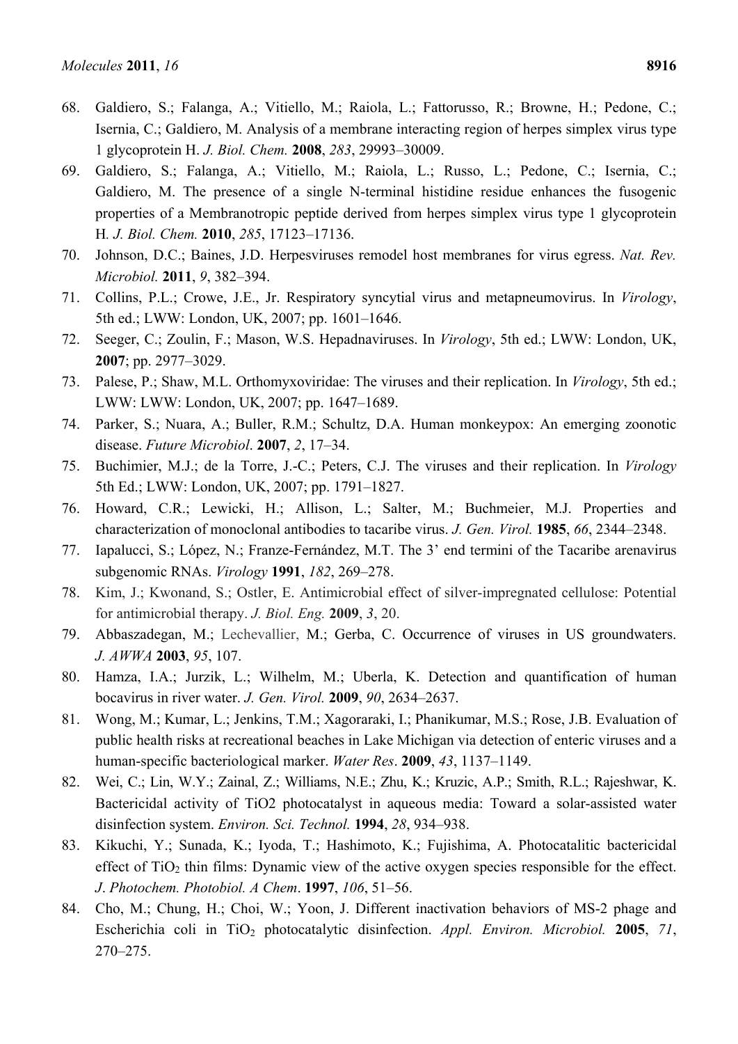68. Galdiero, S.; Falanga, A.; Vitiello, M.; Raiola, L.; Fattorusso, R.; Browne, H.; Pedone, C.; Isernia, C.; Galdiero, M. Analysis of a membrane interacting region of herpes simplex virus type 1 glycoprotein H. *J. Biol. Chem.* **2008**, *283*, 29993–30009.
69. Galdiero, S.; Falanga, A.; Vitiello, M.; Raiola, L.; Russo, L.; Pedone, C.; Isernia, C.; Galdiero, M. The presence of a single N-terminal histidine residue enhances the fusogenic properties of a Membranotropic peptide derived from herpes simplex virus type 1 glycoprotein H. *J. Biol. Chem.* **2010**, *285*, 17123–17136.
70. Johnson, D.C.; Baines, J.D. Herpesviruses remodel host membranes for virus egress. *Nat. Rev. Microbiol.* **2011**, *9*, 382–394.
71. Collins, P.L.; Crowe, J.E., Jr. Respiratory syncytial virus and metapneumovirus. In *Virology*, 5th ed.; LWW: London, UK, 2007; pp. 1601–1646.
72. Seeger, C.; Zoulin, F.; Mason, W.S. Hepadnaviruses. In *Virology*, 5th ed.; LWW: London, UK, **2007**; pp. 2977–3029.
73. Palese, P.; Shaw, M.L. Orthomyxoviridae: The viruses and their replication. In *Virology*, 5th ed.; LWW: LWW: London, UK, 2007; pp. 1647–1689.
74. Parker, S.; Nuara, A.; Buller, R.M.; Schultz, D.A. Human monkeypox: An emerging zoonotic disease. *Future Microbiol*. **2007**, *2*, 17–34.
75. Buchimier, M.J.; de la Torre, J.-C.; Peters, C.J. The viruses and their replication. In *Virology* 5th Ed.; LWW: London, UK, 2007; pp. 1791–1827.
76. Howard, C.R.; Lewicki, H.; Allison, L.; Salter, M.; Buchmeier, M.J. Properties and characterization of monoclonal antibodies to tacaribe virus. *J. Gen. Virol.* **1985**, *66*, 2344–2348.
77. Iapalucci, S.; López, N.; Franze-Fernández, M.T. The 3' end termini of the Tacaribe arenavirus subgenomic RNAs. *Virology* **1991**, *182*, 269–278.
78. Kim, J.; Kwonand, S.; Ostler, E. Antimicrobial effect of silver-impregnated cellulose: Potential for antimicrobial therapy. *J. Biol. Eng.* **2009**, *3*, 20.
79. Abbaszadegan, M.; Lechevallier, M.; Gerba, C. Occurrence of viruses in US groundwaters. *J. AWWA* **2003**, *95*, 107.
80. Hamza, I.A.; Jurzik, L.; Wilhelm, M.; Uberla, K. Detection and quantification of human bocavirus in river water. *J. Gen. Virol.* **2009**, *90*, 2634–2637.
81. Wong, M.; Kumar, L.; Jenkins, T.M.; Xagoraraki, I.; Phanikumar, M.S.; Rose, J.B. Evaluation of public health risks at recreational beaches in Lake Michigan via detection of enteric viruses and a human-specific bacteriological marker. *Water Res*. **2009**, *43*, 1137–1149.
82. Wei, C.; Lin, W.Y.; Zainal, Z.; Williams, N.E.; Zhu, K.; Kruzic, A.P.; Smith, R.L.; Rajeshwar, K. Bactericidal activity of TiO2 photocatalyst in aqueous media: Toward a solar-assisted water disinfection system. *Environ. Sci. Technol.* **1994**, *28*, 934–938.
83. Kikuchi, Y.; Sunada, K.; Iyoda, T.; Hashimoto, K.; Fujishima, A. Photocatalitic bactericidal effect of $TiO_2$ thin films: Dynamic view of the active oxygen species responsible for the effect. *J*. *Photochem. Photobiol. A Chem*. **1997**, *106*, 51–56.
84. Cho, M.; Chung, H.; Choi, W.; Yoon, J. Different inactivation behaviors of MS-2 phage and Escherichia coli in $TiO_2$ photocatalytic disinfection. *Appl. Environ. Microbiol.* **2005**, *71*, 270–275.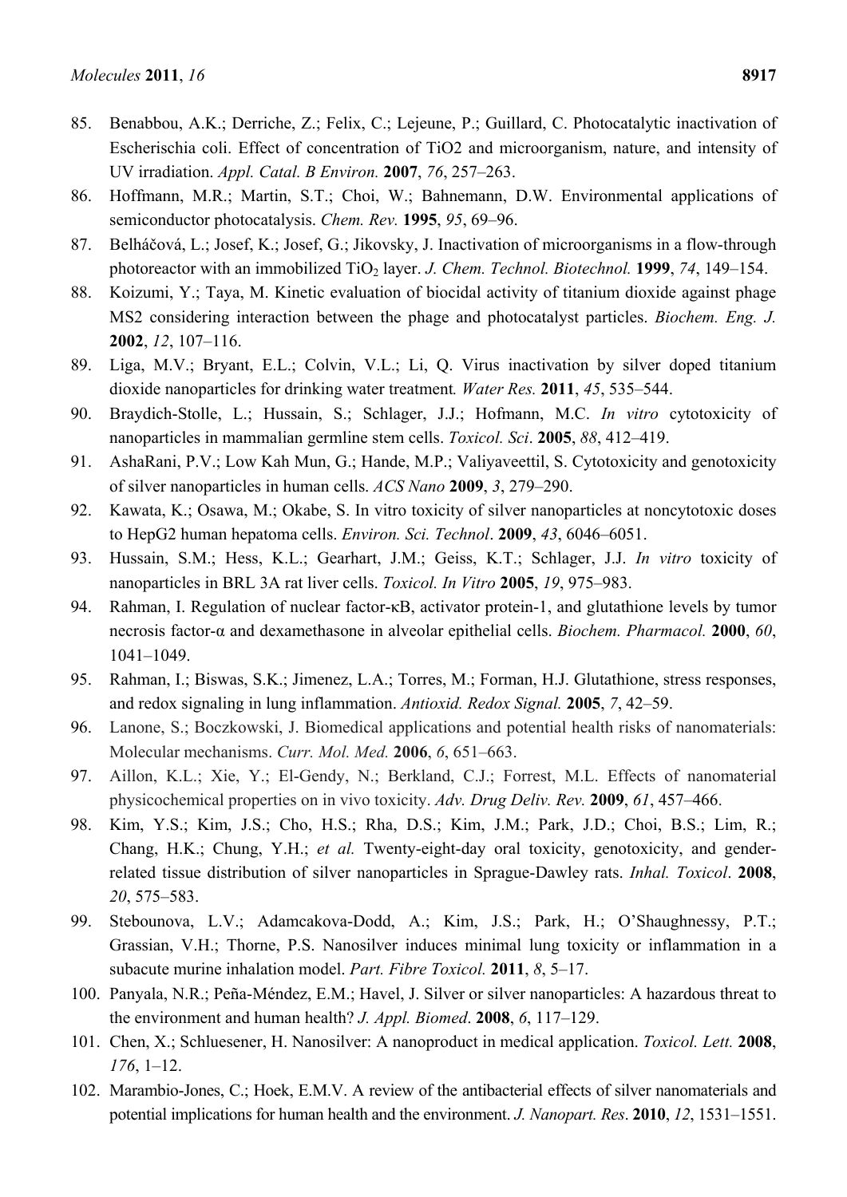85. Benabbou, A.K.; Derriche, Z.; Felix, C.; Lejeune, P.; Guillard, C. Photocatalytic inactivation of Escherischia coli. Effect of concentration of TiO2 and microorganism, nature, and intensity of UV irradiation. *Appl. Catal. B Environ.* **2007**, *76*, 257–263.
86. Hoffmann, M.R.; Martin, S.T.; Choi, W.; Bahnemann, D.W. Environmental applications of semiconductor photocatalysis. *Chem. Rev.* **1995**, *95*, 69–96.
87. Belháčová, L.; Josef, K.; Josef, G.; Jikovsky, J. Inactivation of microorganisms in a flow-through photoreactor with an immobilized $TiO_2$ layer. *J. Chem. Technol. Biotechnol.* **1999**, *74*, 149–154.
88. Koizumi, Y.; Taya, M. Kinetic evaluation of biocidal activity of titanium dioxide against phage MS2 considering interaction between the phage and photocatalyst particles. *Biochem. Eng. J.* **2002**, *12*, 107–116.
89. Liga, M.V.; Bryant, E.L.; Colvin, V.L.; Li, Q. Virus inactivation by silver doped titanium dioxide nanoparticles for drinking water treatment. *Water Res.* **2011**, *45*, 535–544.
90. Braydich-Stolle, L.; Hussain, S.; Schlager, J.J.; Hofmann, M.C. *In vitro* cytotoxicity of nanoparticles in mammalian germline stem cells. *Toxicol. Sci*. **2005**, *88*, 412–419.
91. AshaRani, P.V.; Low Kah Mun, G.; Hande, M.P.; Valiyaveettil, S. Cytotoxicity and genotoxicity of silver nanoparticles in human cells. *ACS Nano* **2009**, *3*, 279–290.
92. Kawata, K.; Osawa, M.; Okabe, S. In vitro toxicity of silver nanoparticles at noncytotoxic doses to HepG2 human hepatoma cells. *Environ. Sci. Technol*. **2009**, *43*, 6046–6051.
93. Hussain, S.M.; Hess, K.L.; Gearhart, J.M.; Geiss, K.T.; Schlager, J.J. *In vitro* toxicity of nanoparticles in BRL 3A rat liver cells. *Toxicol. In Vitro* **2005**, *19*, 975–983.
94. Rahman, I. Regulation of nuclear factor-κB, activator protein-1, and glutathione levels by tumor necrosis factor-α and dexamethasone in alveolar epithelial cells. *Biochem. Pharmacol.* **2000**, *60*, 1041–1049.
95. Rahman, I.; Biswas, S.K.; Jimenez, L.A.; Torres, M.; Forman, H.J. Glutathione, stress responses, and redox signaling in lung inflammation. *Antioxid. Redox Signal.* **2005**, *7*, 42–59.
96. Lanone, S.; Boczkowski, J. Biomedical applications and potential health risks of nanomaterials: Molecular mechanisms. *Curr. Mol. Med.* **2006**, *6*, 651–663.
97. Aillon, K.L.; Xie, Y.; El-Gendy, N.; Berkland, C.J.; Forrest, M.L. Effects of nanomaterial physicochemical properties on in vivo toxicity. *Adv. Drug Deliv. Rev.* **2009**, *61*, 457–466.
98. Kim, Y.S.; Kim, J.S.; Cho, H.S.; Rha, D.S.; Kim, J.M.; Park, J.D.; Choi, B.S.; Lim, R.; Chang, H.K.; Chung, Y.H.; *et al.* Twenty-eight-day oral toxicity, genotoxicity, and gender-related tissue distribution of silver nanoparticles in Sprague-Dawley rats. *Inhal. Toxicol*. **2008**, *20*, 575–583.
99. Stebounova, L.V.; Adamcakova-Dodd, A.; Kim, J.S.; Park, H.; O'Shaughnessy, P.T.; Grassian, V.H.; Thorne, P.S. Nanosilver induces minimal lung toxicity or inflammation in a subacute murine inhalation model. *Part. Fibre Toxicol.* **2011**, *8*, 5–17.
100. Panyala, N.R.; Peña-Méndez, E.M.; Havel, J. Silver or silver nanoparticles: A hazardous threat to the environment and human health? *J. Appl. Biomed*. **2008**, *6*, 117–129.
101. Chen, X.; Schluesener, H. Nanosilver: A nanoproduct in medical application. *Toxicol. Lett.* **2008**, *176*, 1–12.
102. Marambio-Jones, C.; Hoek, E.M.V. A review of the antibacterial effects of silver nanomaterials and potential implications for human health and the environment. *J. Nanopart. Res*. **2010**, *12*, 1531–1551.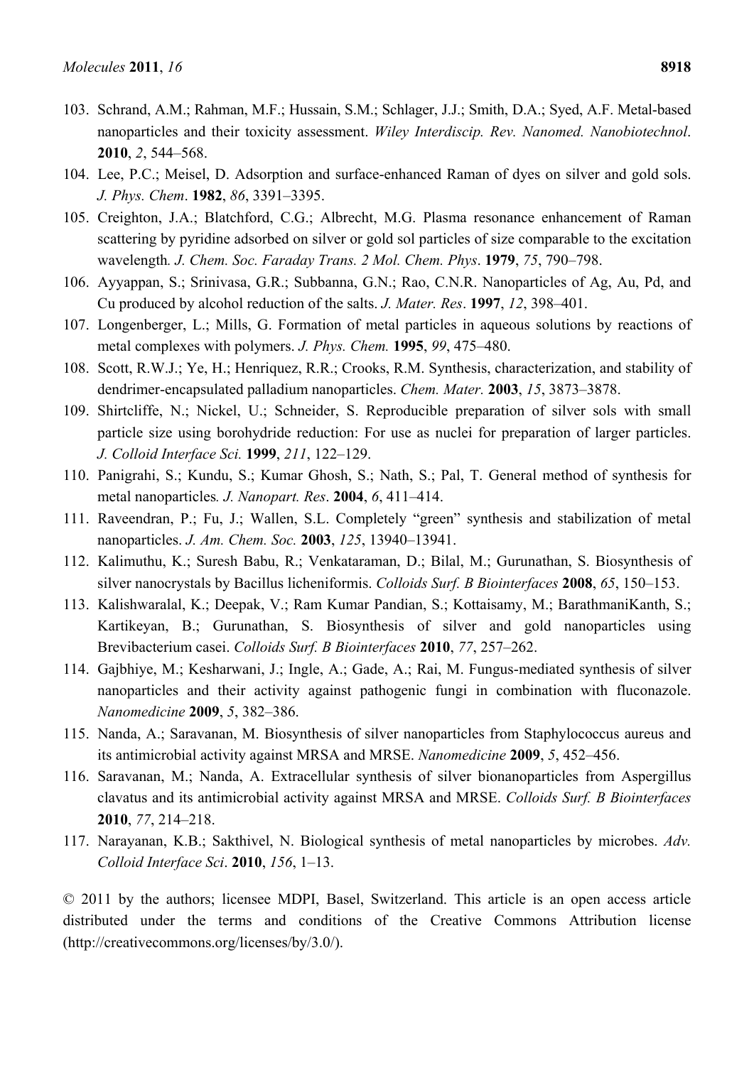103. Schrand, A.M.; Rahman, M.F.; Hussain, S.M.; Schlager, J.J.; Smith, D.A.; Syed, A.F. Metal-based nanoparticles and their toxicity assessment. *Wiley Interdiscip. Rev. Nanomed. Nanobiotechnol*. **2010**, *2*, 544–568.
104. Lee, P.C.; Meisel, D. Adsorption and surface-enhanced Raman of dyes on silver and gold sols. *J. Phys. Chem*. **1982**, *86*, 3391–3395.
105. Creighton, J.A.; Blatchford, C.G.; Albrecht, M.G. Plasma resonance enhancement of Raman scattering by pyridine adsorbed on silver or gold sol particles of size comparable to the excitation wavelength*. J. Chem. Soc. Faraday Trans. 2 Mol. Chem. Phys*. **1979**, *75*, 790–798.
106. Ayyappan, S.; Srinivasa, G.R.; Subbanna, G.N.; Rao, C.N.R. Nanoparticles of Ag, Au, Pd, and Cu produced by alcohol reduction of the salts. *J. Mater. Res*. **1997**, *12*, 398–401.
107. Longenberger, L.; Mills, G. Formation of metal particles in aqueous solutions by reactions of metal complexes with polymers. *J. Phys. Chem.* **1995**, *99*, 475–480.
108. Scott, R.W.J.; Ye, H.; Henriquez, R.R.; Crooks, R.M. Synthesis, characterization, and stability of dendrimer-encapsulated palladium nanoparticles. *Chem. Mater.* **2003**, *15*, 3873–3878.
109. Shirtcliffe, N.; Nickel, U.; Schneider, S. Reproducible preparation of silver sols with small particle size using borohydride reduction: For use as nuclei for preparation of larger particles. *J. Colloid Interface Sci.* **1999**, *211*, 122–129.
110. Panigrahi, S.; Kundu, S.; Kumar Ghosh, S.; Nath, S.; Pal, T. General method of synthesis for metal nanoparticles*. J. Nanopart. Res*. **2004**, *6*, 411–414.
111. Raveendran, P.; Fu, J.; Wallen, S.L. Completely "green" synthesis and stabilization of metal nanoparticles. *J. Am. Chem. Soc.* **2003**, *125*, 13940–13941.
112. Kalimuthu, K.; Suresh Babu, R.; Venkataraman, D.; Bilal, M.; Gurunathan, S. Biosynthesis of silver nanocrystals by Bacillus licheniformis. *Colloids Surf. B Biointerfaces* **2008**, *65*, 150–153.
113. Kalishwaralal, K.; Deepak, V.; Ram Kumar Pandian, S.; Kottaisamy, M.; BarathmaniKanth, S.; Kartikeyan, B.; Gurunathan, S. Biosynthesis of silver and gold nanoparticles using Brevibacterium casei. *Colloids Surf. B Biointerfaces* **2010**, *77*, 257–262.
114. Gajbhiye, M.; Kesharwani, J.; Ingle, A.; Gade, A.; Rai, M. Fungus-mediated synthesis of silver nanoparticles and their activity against pathogenic fungi in combination with fluconazole. *Nanomedicine* **2009**, *5*, 382–386.
115. Nanda, A.; Saravanan, M. Biosynthesis of silver nanoparticles from Staphylococcus aureus and its antimicrobial activity against MRSA and MRSE. *Nanomedicine* **2009**, *5*, 452–456.
116. Saravanan, M.; Nanda, A. Extracellular synthesis of silver bionanoparticles from Aspergillus clavatus and its antimicrobial activity against MRSA and MRSE. *Colloids Surf. B Biointerfaces* **2010**, *77*, 214–218.
117. Narayanan, K.B.; Sakthivel, N. Biological synthesis of metal nanoparticles by microbes. *Adv. Colloid Interface Sci*. **2010**, *156*, 1–13.

© 2011 by the authors; licensee MDPI, Basel, Switzerland. This article is an open access article distributed under the terms and conditions of the Creative Commons Attribution license (http://creativecommons.org/licenses/by/3.0/).